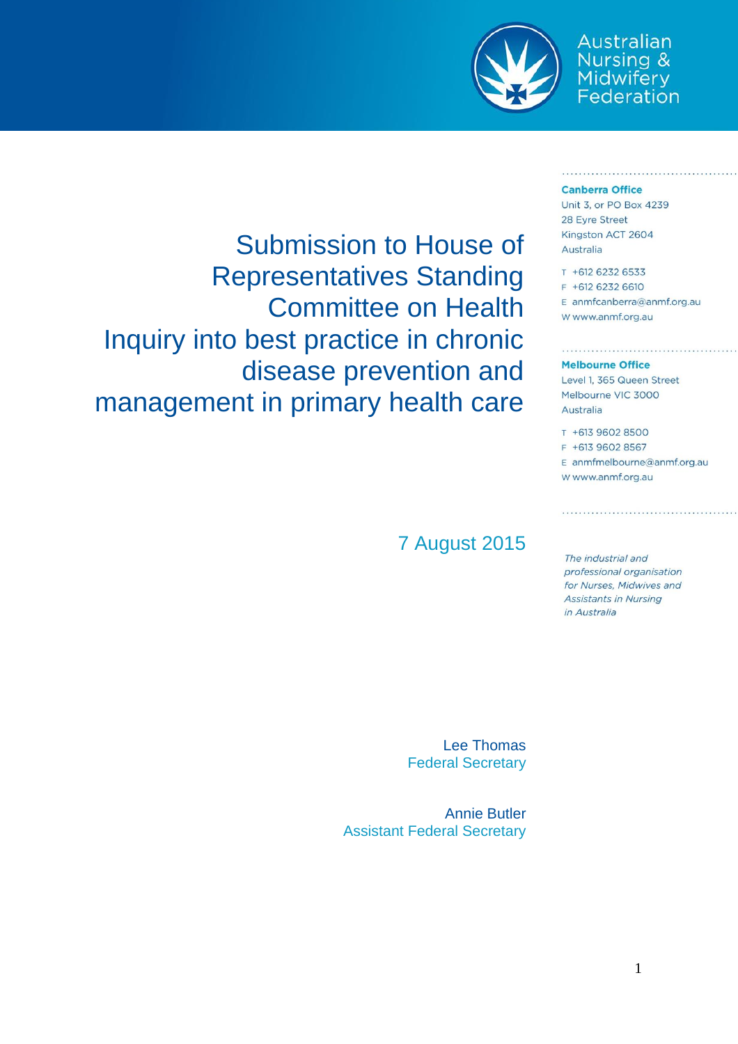Australian Nursing & Midwifery Federation

**Canberra Office**
Unit 3, or PO Box 4239
28 Eyre Street
Kingston ACT 2604
Australia

T +612 6232 6533
F +612 6232 6610
E anmfcanberra@anmf.org.au
W www.anmf.org.au

**Melbourne Office**
Level 1, 365 Queen Street
Melbourne VIC 3000
Australia

T +613 9602 8500
F +613 9602 8567
E anmfmelbourne@anmf.org.au
W www.anmf.org.au

*The industrial and professional organisation for Nurses, Midwives and Assistants in Nursing in Australia*

# Submission to House of Representatives Standing Committee on Health Inquiry into best practice in chronic disease prevention and management in primary health care

7 August 2015

Lee Thomas
Federal Secretary

Annie Butler
Assistant Federal Secretary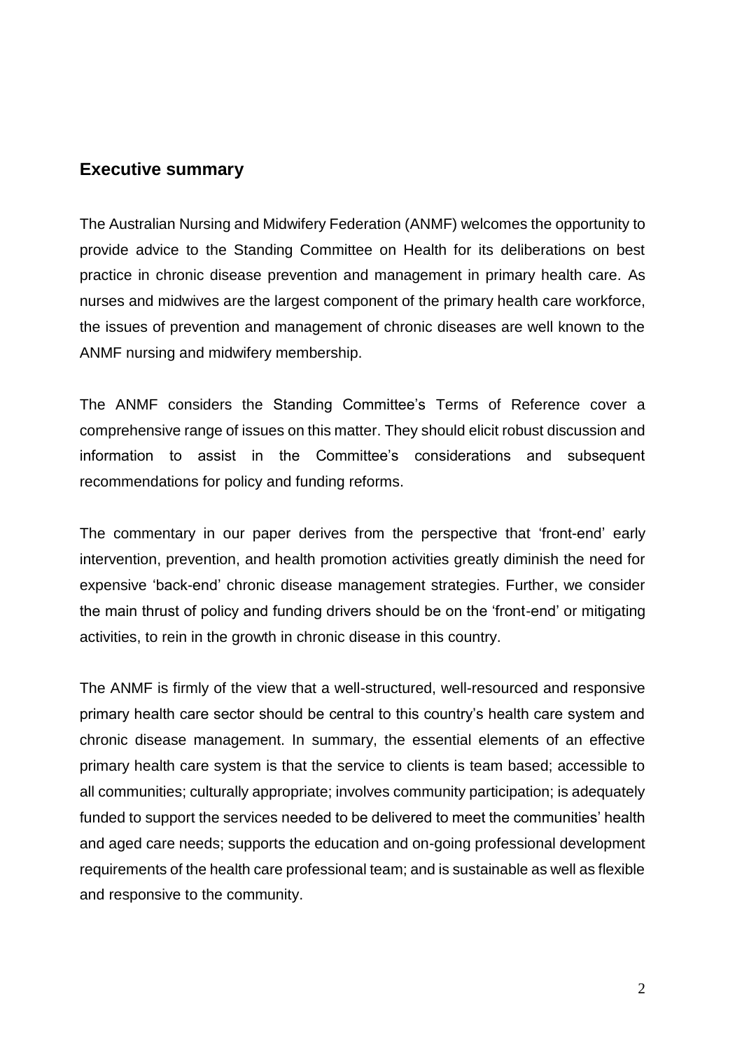## Executive summary

The Australian Nursing and Midwifery Federation (ANMF) welcomes the opportunity to provide advice to the Standing Committee on Health for its deliberations on best practice in chronic disease prevention and management in primary health care. As nurses and midwives are the largest component of the primary health care workforce, the issues of prevention and management of chronic diseases are well known to the ANMF nursing and midwifery membership.

The ANMF considers the Standing Committee's Terms of Reference cover a comprehensive range of issues on this matter. They should elicit robust discussion and information to assist in the Committee's considerations and subsequent recommendations for policy and funding reforms.

The commentary in our paper derives from the perspective that 'front-end' early intervention, prevention, and health promotion activities greatly diminish the need for expensive 'back-end' chronic disease management strategies. Further, we consider the main thrust of policy and funding drivers should be on the 'front-end' or mitigating activities, to rein in the growth in chronic disease in this country.

The ANMF is firmly of the view that a well-structured, well-resourced and responsive primary health care sector should be central to this country's health care system and chronic disease management. In summary, the essential elements of an effective primary health care system is that the service to clients is team based; accessible to all communities; culturally appropriate; involves community participation; is adequately funded to support the services needed to be delivered to meet the communities' health and aged care needs; supports the education and on-going professional development requirements of the health care professional team; and is sustainable as well as flexible and responsive to the community.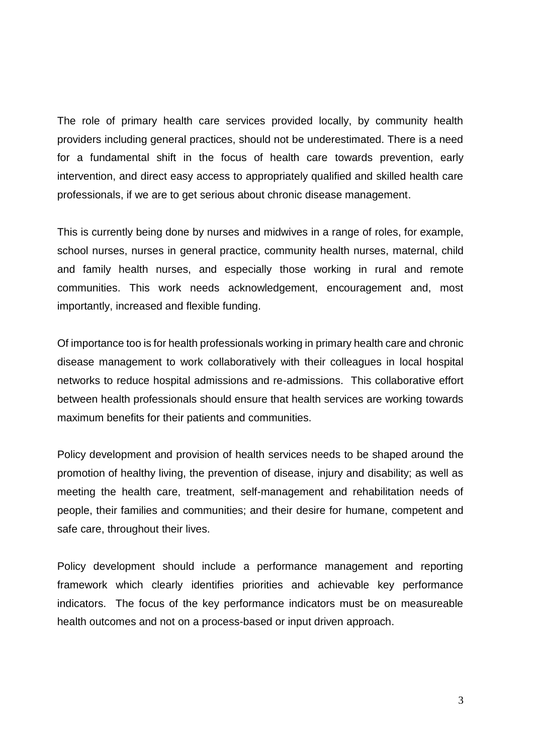The role of primary health care services provided locally, by community health providers including general practices, should not be underestimated. There is a need for a fundamental shift in the focus of health care towards prevention, early intervention, and direct easy access to appropriately qualified and skilled health care professionals, if we are to get serious about chronic disease management.

This is currently being done by nurses and midwives in a range of roles, for example, school nurses, nurses in general practice, community health nurses, maternal, child and family health nurses, and especially those working in rural and remote communities. This work needs acknowledgement, encouragement and, most importantly, increased and flexible funding.

Of importance too is for health professionals working in primary health care and chronic disease management to work collaboratively with their colleagues in local hospital networks to reduce hospital admissions and re-admissions. This collaborative effort between health professionals should ensure that health services are working towards maximum benefits for their patients and communities.

Policy development and provision of health services needs to be shaped around the promotion of healthy living, the prevention of disease, injury and disability; as well as meeting the health care, treatment, self-management and rehabilitation needs of people, their families and communities; and their desire for humane, competent and safe care, throughout their lives.

Policy development should include a performance management and reporting framework which clearly identifies priorities and achievable key performance indicators. The focus of the key performance indicators must be on measureable health outcomes and not on a process-based or input driven approach.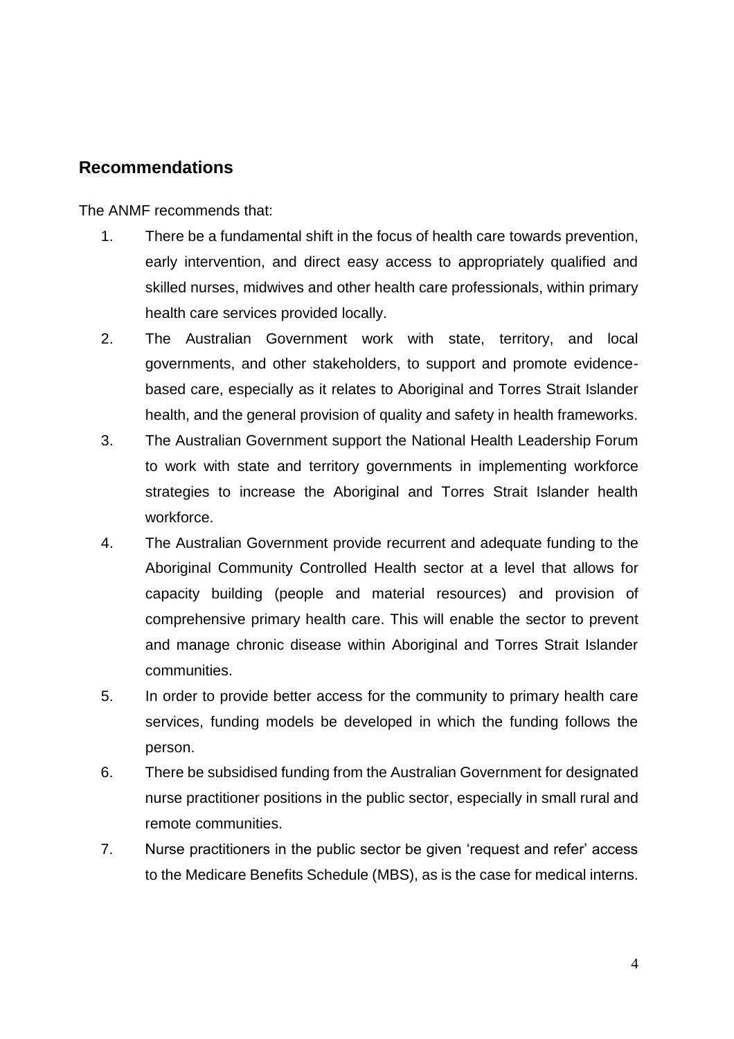## Recommendations

The ANMF recommends that:

1. There be a fundamental shift in the focus of health care towards prevention, early intervention, and direct easy access to appropriately qualified and skilled nurses, midwives and other health care professionals, within primary health care services provided locally.
2. The Australian Government work with state, territory, and local governments, and other stakeholders, to support and promote evidence-based care, especially as it relates to Aboriginal and Torres Strait Islander health, and the general provision of quality and safety in health frameworks.
3. The Australian Government support the National Health Leadership Forum to work with state and territory governments in implementing workforce strategies to increase the Aboriginal and Torres Strait Islander health workforce.
4. The Australian Government provide recurrent and adequate funding to the Aboriginal Community Controlled Health sector at a level that allows for capacity building (people and material resources) and provision of comprehensive primary health care. This will enable the sector to prevent and manage chronic disease within Aboriginal and Torres Strait Islander communities.
5. In order to provide better access for the community to primary health care services, funding models be developed in which the funding follows the person.
6. There be subsidised funding from the Australian Government for designated nurse practitioner positions in the public sector, especially in small rural and remote communities.
7. Nurse practitioners in the public sector be given 'request and refer' access to the Medicare Benefits Schedule (MBS), as is the case for medical interns.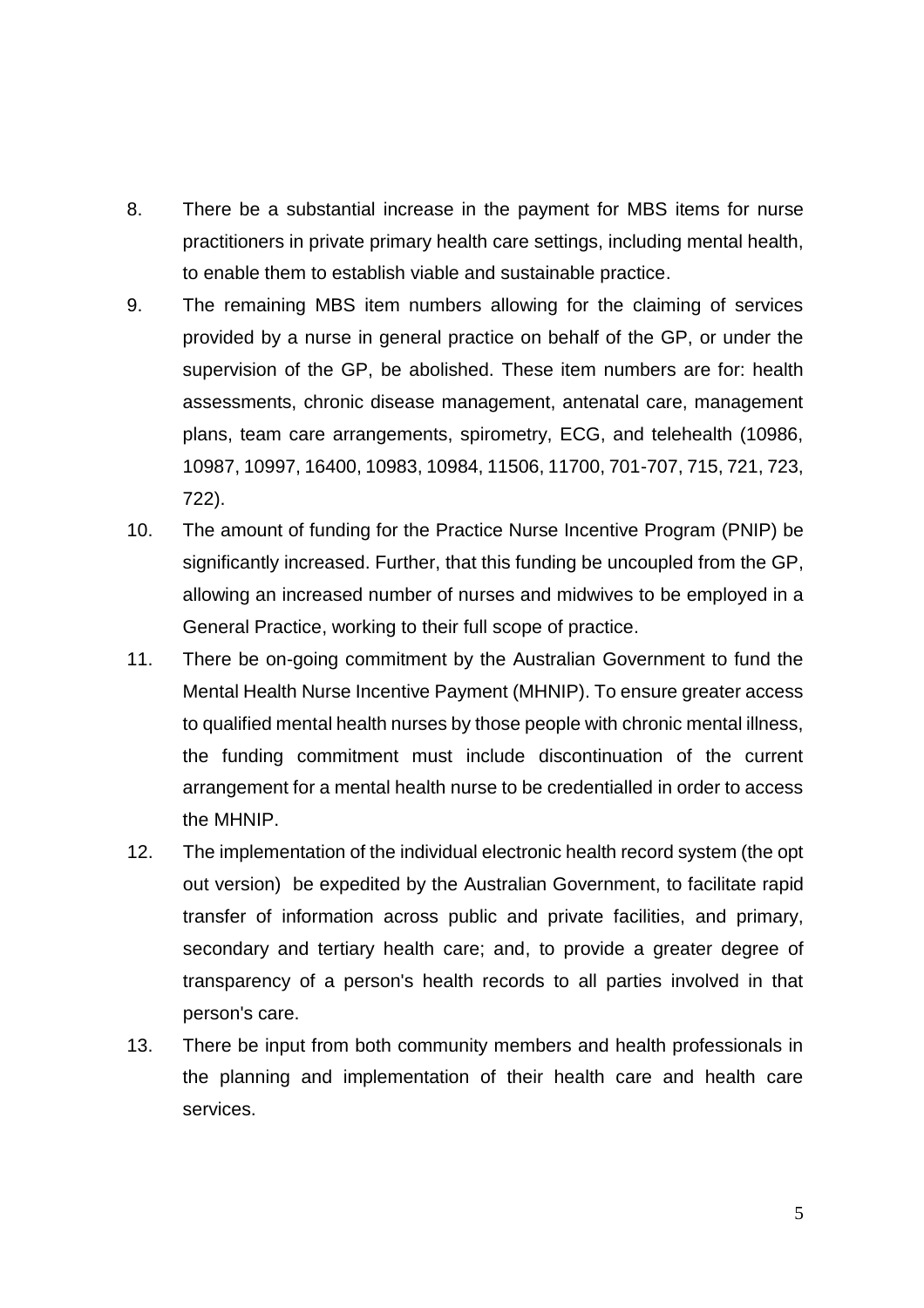8. There be a substantial increase in the payment for MBS items for nurse practitioners in private primary health care settings, including mental health, to enable them to establish viable and sustainable practice.
9. The remaining MBS item numbers allowing for the claiming of services provided by a nurse in general practice on behalf of the GP, or under the supervision of the GP, be abolished. These item numbers are for: health assessments, chronic disease management, antenatal care, management plans, team care arrangements, spirometry, ECG, and telehealth (10986, 10987, 10997, 16400, 10983, 10984, 11506, 11700, 701-707, 715, 721, 723, 722).
10. The amount of funding for the Practice Nurse Incentive Program (PNIP) be significantly increased. Further, that this funding be uncoupled from the GP, allowing an increased number of nurses and midwives to be employed in a General Practice, working to their full scope of practice.
11. There be on-going commitment by the Australian Government to fund the Mental Health Nurse Incentive Payment (MHNIP). To ensure greater access to qualified mental health nurses by those people with chronic mental illness, the funding commitment must include discontinuation of the current arrangement for a mental health nurse to be credentialled in order to access the MHNIP.
12. The implementation of the individual electronic health record system (the opt out version) be expedited by the Australian Government, to facilitate rapid transfer of information across public and private facilities, and primary, secondary and tertiary health care; and, to provide a greater degree of transparency of a person's health records to all parties involved in that person's care.
13. There be input from both community members and health professionals in the planning and implementation of their health care and health care services.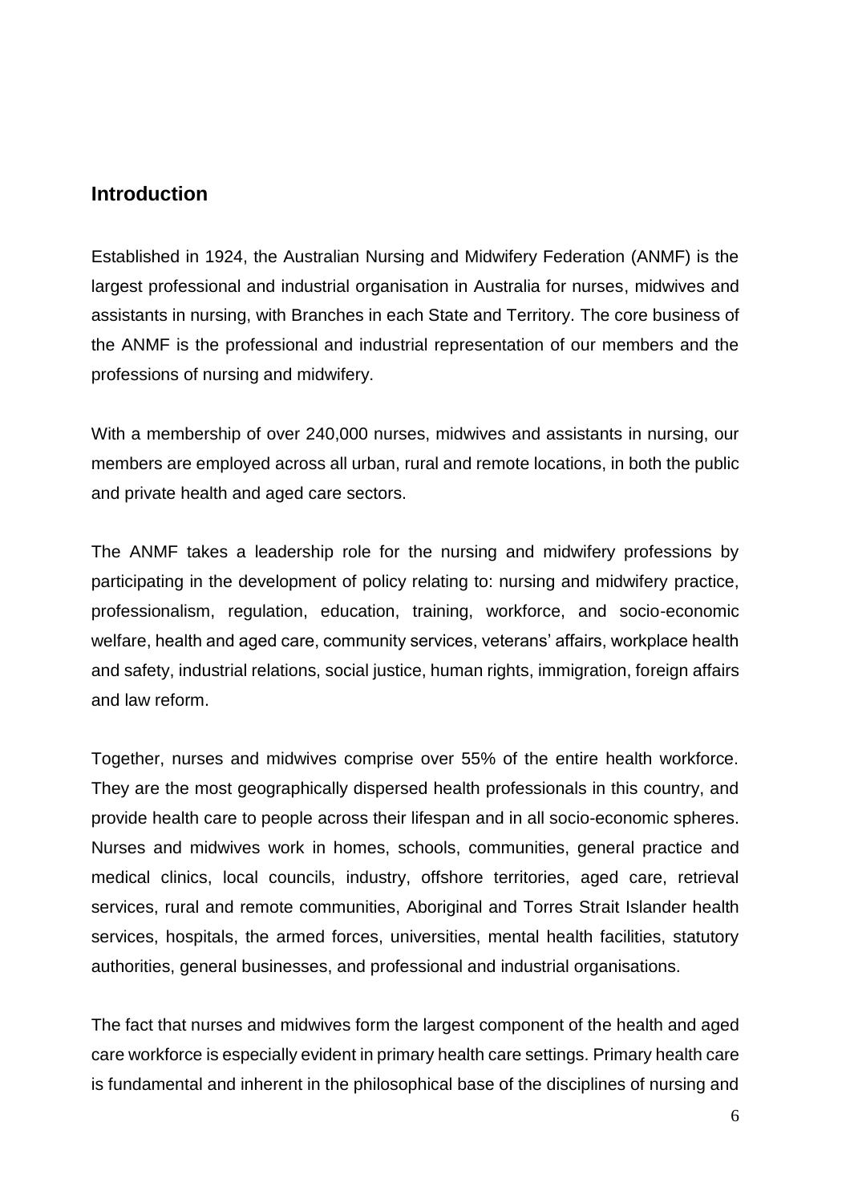## Introduction

Established in 1924, the Australian Nursing and Midwifery Federation (ANMF) is the largest professional and industrial organisation in Australia for nurses, midwives and assistants in nursing, with Branches in each State and Territory. The core business of the ANMF is the professional and industrial representation of our members and the professions of nursing and midwifery.

With a membership of over 240,000 nurses, midwives and assistants in nursing, our members are employed across all urban, rural and remote locations, in both the public and private health and aged care sectors.

The ANMF takes a leadership role for the nursing and midwifery professions by participating in the development of policy relating to: nursing and midwifery practice, professionalism, regulation, education, training, workforce, and socio-economic welfare, health and aged care, community services, veterans' affairs, workplace health and safety, industrial relations, social justice, human rights, immigration, foreign affairs and law reform.

Together, nurses and midwives comprise over 55% of the entire health workforce. They are the most geographically dispersed health professionals in this country, and provide health care to people across their lifespan and in all socio-economic spheres. Nurses and midwives work in homes, schools, communities, general practice and medical clinics, local councils, industry, offshore territories, aged care, retrieval services, rural and remote communities, Aboriginal and Torres Strait Islander health services, hospitals, the armed forces, universities, mental health facilities, statutory authorities, general businesses, and professional and industrial organisations.

The fact that nurses and midwives form the largest component of the health and aged care workforce is especially evident in primary health care settings. Primary health care is fundamental and inherent in the philosophical base of the disciplines of nursing and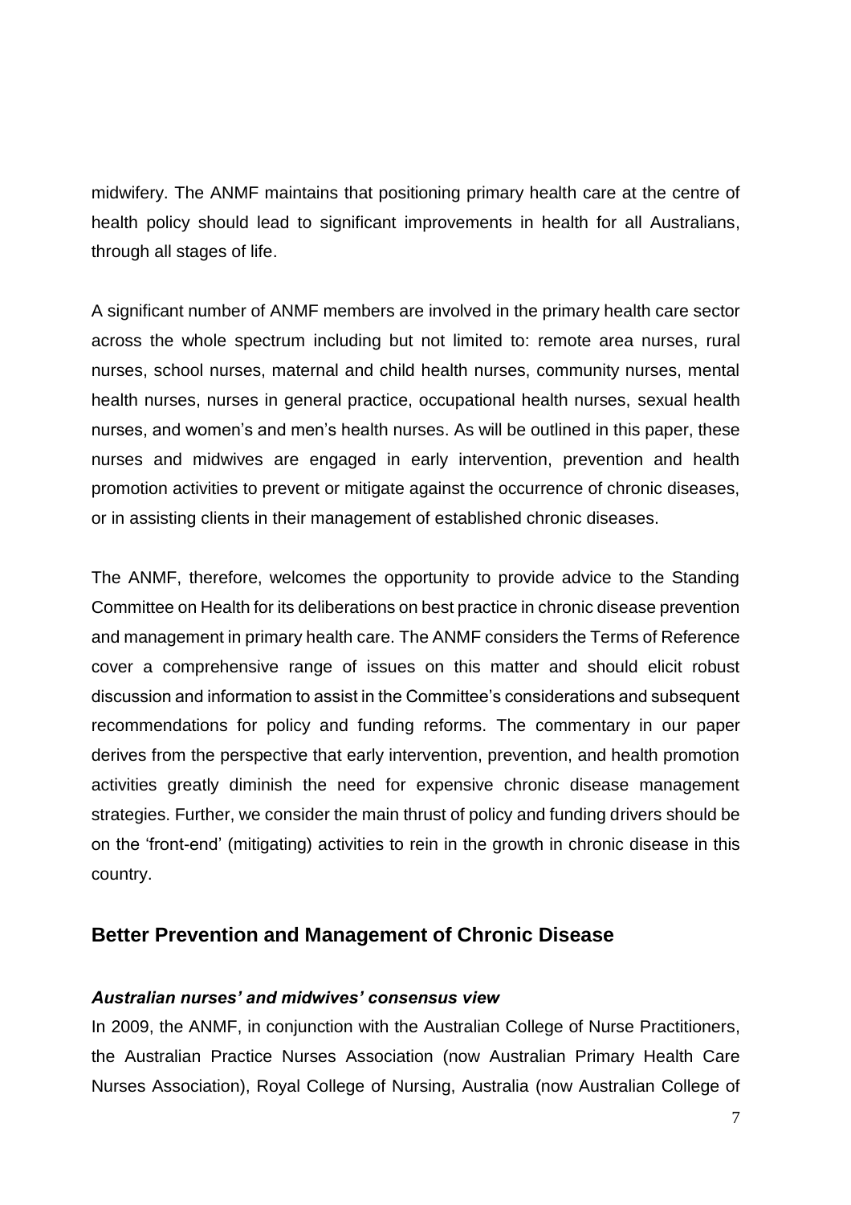midwifery. The ANMF maintains that positioning primary health care at the centre of health policy should lead to significant improvements in health for all Australians, through all stages of life.

A significant number of ANMF members are involved in the primary health care sector across the whole spectrum including but not limited to: remote area nurses, rural nurses, school nurses, maternal and child health nurses, community nurses, mental health nurses, nurses in general practice, occupational health nurses, sexual health nurses, and women's and men's health nurses. As will be outlined in this paper, these nurses and midwives are engaged in early intervention, prevention and health promotion activities to prevent or mitigate against the occurrence of chronic diseases, or in assisting clients in their management of established chronic diseases.

The ANMF, therefore, welcomes the opportunity to provide advice to the Standing Committee on Health for its deliberations on best practice in chronic disease prevention and management in primary health care. The ANMF considers the Terms of Reference cover a comprehensive range of issues on this matter and should elicit robust discussion and information to assist in the Committee's considerations and subsequent recommendations for policy and funding reforms. The commentary in our paper derives from the perspective that early intervention, prevention, and health promotion activities greatly diminish the need for expensive chronic disease management strategies. Further, we consider the main thrust of policy and funding drivers should be on the 'front-end' (mitigating) activities to rein in the growth in chronic disease in this country.

## Better Prevention and Management of Chronic Disease

### *Australian nurses' and midwives' consensus view*

In 2009, the ANMF, in conjunction with the Australian College of Nurse Practitioners, the Australian Practice Nurses Association (now Australian Primary Health Care Nurses Association), Royal College of Nursing, Australia (now Australian College of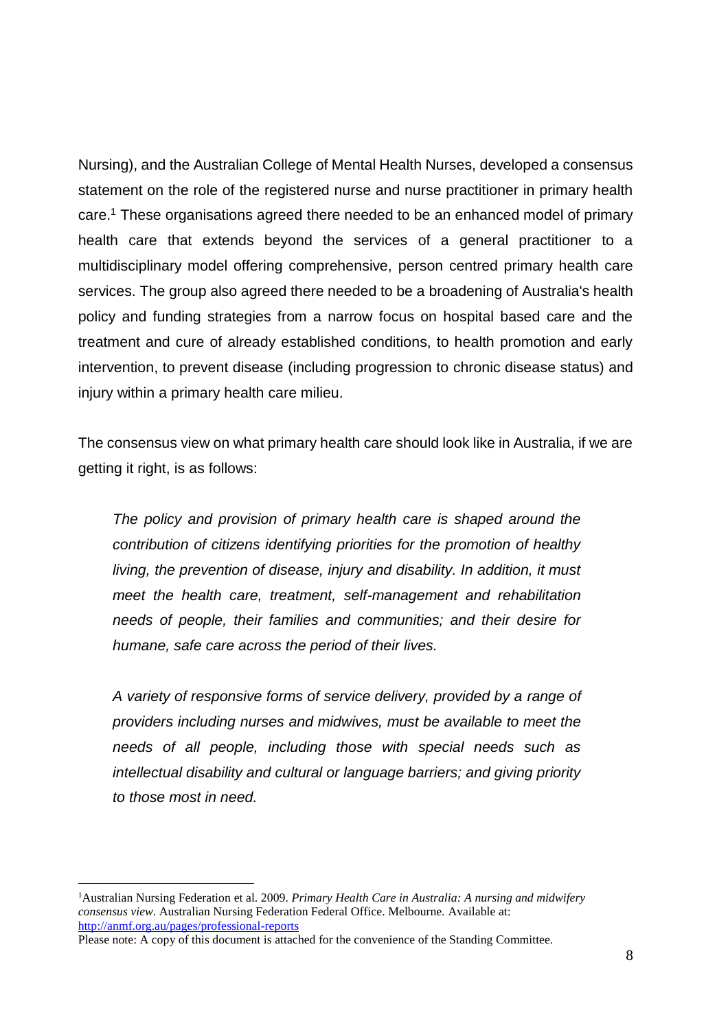Nursing), and the Australian College of Mental Health Nurses, developed a consensus statement on the role of the registered nurse and nurse practitioner in primary health care.[1] These organisations agreed there needed to be an enhanced model of primary health care that extends beyond the services of a general practitioner to a multidisciplinary model offering comprehensive, person centred primary health care services. The group also agreed there needed to be a broadening of Australia's health policy and funding strategies from a narrow focus on hospital based care and the treatment and cure of already established conditions, to health promotion and early intervention, to prevent disease (including progression to chronic disease status) and injury within a primary health care milieu.

The consensus view on what primary health care should look like in Australia, if we are getting it right, is as follows:

> *The policy and provision of primary health care is shaped around the contribution of citizens identifying priorities for the promotion of healthy living, the prevention of disease, injury and disability. In addition, it must meet the health care, treatment, self-management and rehabilitation needs of people, their families and communities; and their desire for humane, safe care across the period of their lives.*
>
> *A variety of responsive forms of service delivery, provided by a range of providers including nurses and midwives, must be available to meet the needs of all people, including those with special needs such as intellectual disability and cultural or language barriers; and giving priority to those most in need.*

---

[1]Australian Nursing Federation et al. 2009. *Primary Health Care in Australia: A nursing and midwifery consensus view*. Australian Nursing Federation Federal Office. Melbourne. Available at: http://anmf.org.au/pages/professional-reports

Please note: A copy of this document is attached for the convenience of the Standing Committee.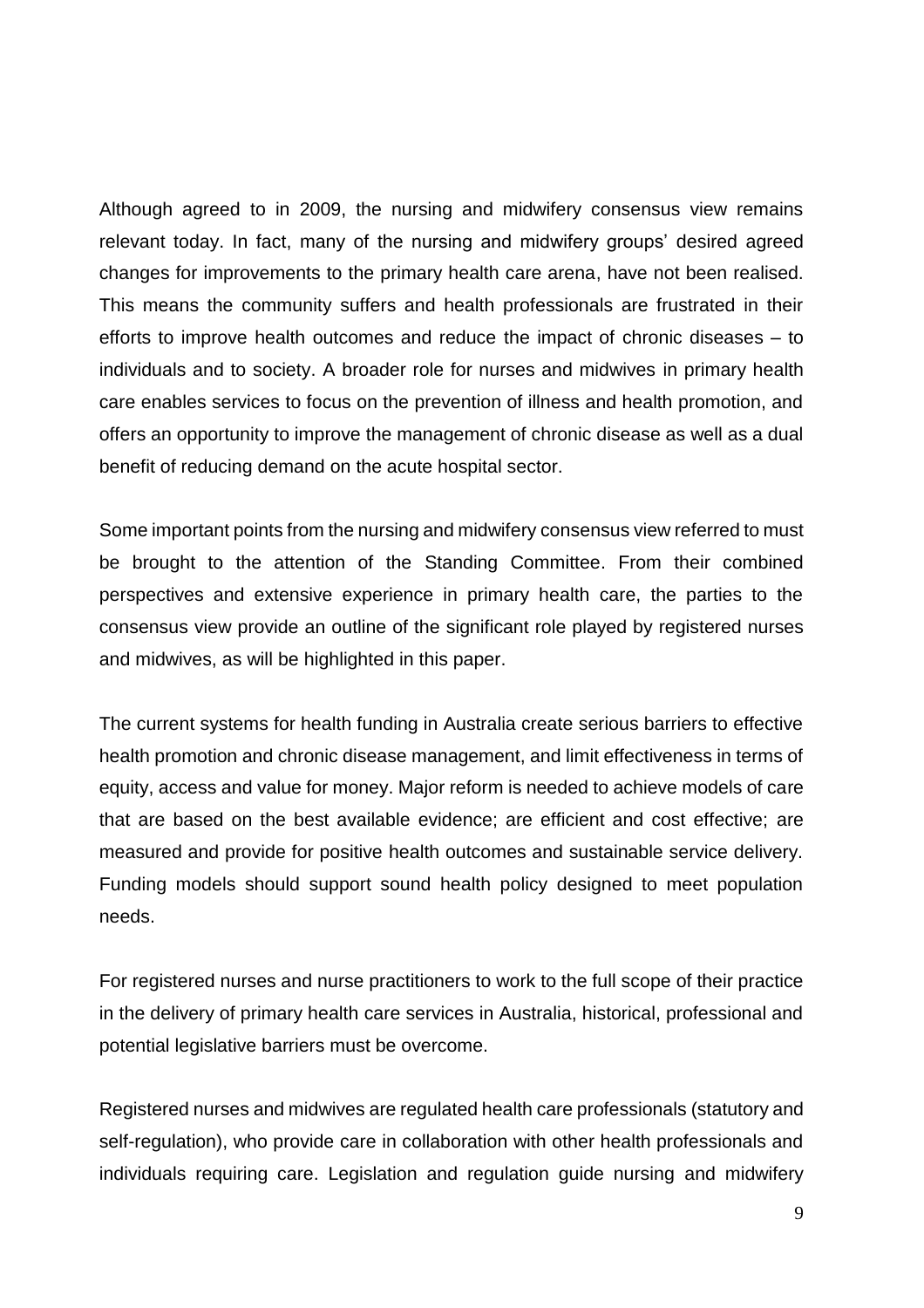Although agreed to in 2009, the nursing and midwifery consensus view remains relevant today. In fact, many of the nursing and midwifery groups' desired agreed changes for improvements to the primary health care arena, have not been realised. This means the community suffers and health professionals are frustrated in their efforts to improve health outcomes and reduce the impact of chronic diseases – to individuals and to society. A broader role for nurses and midwives in primary health care enables services to focus on the prevention of illness and health promotion, and offers an opportunity to improve the management of chronic disease as well as a dual benefit of reducing demand on the acute hospital sector.

Some important points from the nursing and midwifery consensus view referred to must be brought to the attention of the Standing Committee. From their combined perspectives and extensive experience in primary health care, the parties to the consensus view provide an outline of the significant role played by registered nurses and midwives, as will be highlighted in this paper.

The current systems for health funding in Australia create serious barriers to effective health promotion and chronic disease management, and limit effectiveness in terms of equity, access and value for money. Major reform is needed to achieve models of care that are based on the best available evidence; are efficient and cost effective; are measured and provide for positive health outcomes and sustainable service delivery. Funding models should support sound health policy designed to meet population needs.

For registered nurses and nurse practitioners to work to the full scope of their practice in the delivery of primary health care services in Australia, historical, professional and potential legislative barriers must be overcome.

Registered nurses and midwives are regulated health care professionals (statutory and self-regulation), who provide care in collaboration with other health professionals and individuals requiring care. Legislation and regulation guide nursing and midwifery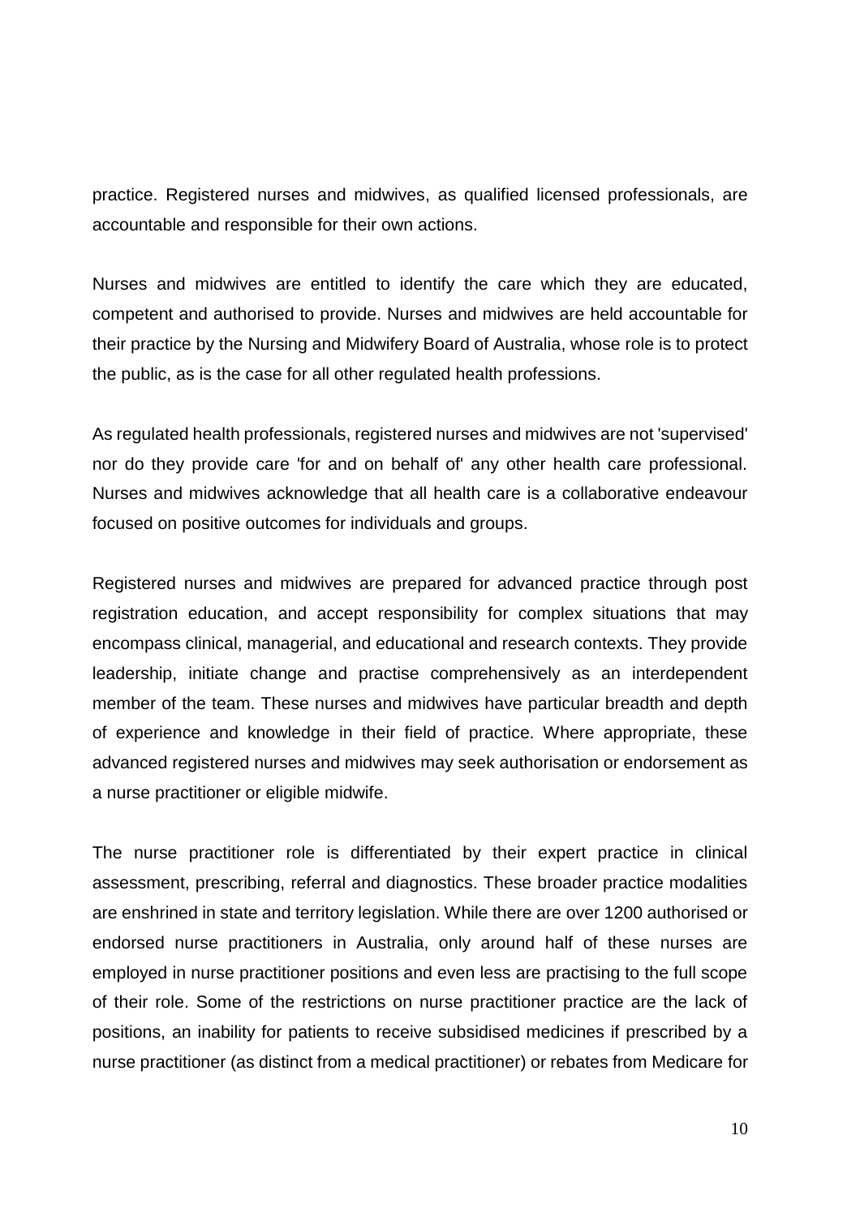practice. Registered nurses and midwives, as qualified licensed professionals, are accountable and responsible for their own actions.

Nurses and midwives are entitled to identify the care which they are educated, competent and authorised to provide. Nurses and midwives are held accountable for their practice by the Nursing and Midwifery Board of Australia, whose role is to protect the public, as is the case for all other regulated health professions.

As regulated health professionals, registered nurses and midwives are not 'supervised' nor do they provide care 'for and on behalf of' any other health care professional. Nurses and midwives acknowledge that all health care is a collaborative endeavour focused on positive outcomes for individuals and groups.

Registered nurses and midwives are prepared for advanced practice through post registration education, and accept responsibility for complex situations that may encompass clinical, managerial, and educational and research contexts. They provide leadership, initiate change and practise comprehensively as an interdependent member of the team. These nurses and midwives have particular breadth and depth of experience and knowledge in their field of practice. Where appropriate, these advanced registered nurses and midwives may seek authorisation or endorsement as a nurse practitioner or eligible midwife.

The nurse practitioner role is differentiated by their expert practice in clinical assessment, prescribing, referral and diagnostics. These broader practice modalities are enshrined in state and territory legislation. While there are over 1200 authorised or endorsed nurse practitioners in Australia, only around half of these nurses are employed in nurse practitioner positions and even less are practising to the full scope of their role. Some of the restrictions on nurse practitioner practice are the lack of positions, an inability for patients to receive subsidised medicines if prescribed by a nurse practitioner (as distinct from a medical practitioner) or rebates from Medicare for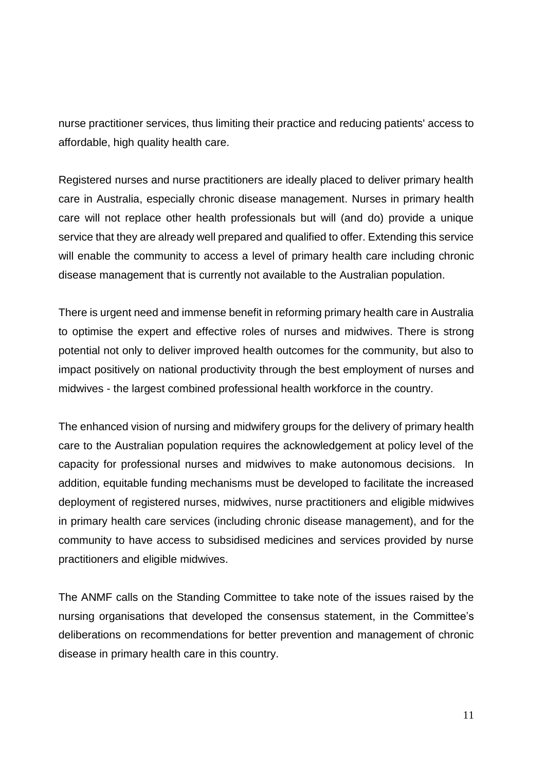nurse practitioner services, thus limiting their practice and reducing patients' access to affordable, high quality health care.

Registered nurses and nurse practitioners are ideally placed to deliver primary health care in Australia, especially chronic disease management. Nurses in primary health care will not replace other health professionals but will (and do) provide a unique service that they are already well prepared and qualified to offer. Extending this service will enable the community to access a level of primary health care including chronic disease management that is currently not available to the Australian population.

There is urgent need and immense benefit in reforming primary health care in Australia to optimise the expert and effective roles of nurses and midwives. There is strong potential not only to deliver improved health outcomes for the community, but also to impact positively on national productivity through the best employment of nurses and midwives - the largest combined professional health workforce in the country.

The enhanced vision of nursing and midwifery groups for the delivery of primary health care to the Australian population requires the acknowledgement at policy level of the capacity for professional nurses and midwives to make autonomous decisions. In addition, equitable funding mechanisms must be developed to facilitate the increased deployment of registered nurses, midwives, nurse practitioners and eligible midwives in primary health care services (including chronic disease management), and for the community to have access to subsidised medicines and services provided by nurse practitioners and eligible midwives.

The ANMF calls on the Standing Committee to take note of the issues raised by the nursing organisations that developed the consensus statement, in the Committee's deliberations on recommendations for better prevention and management of chronic disease in primary health care in this country.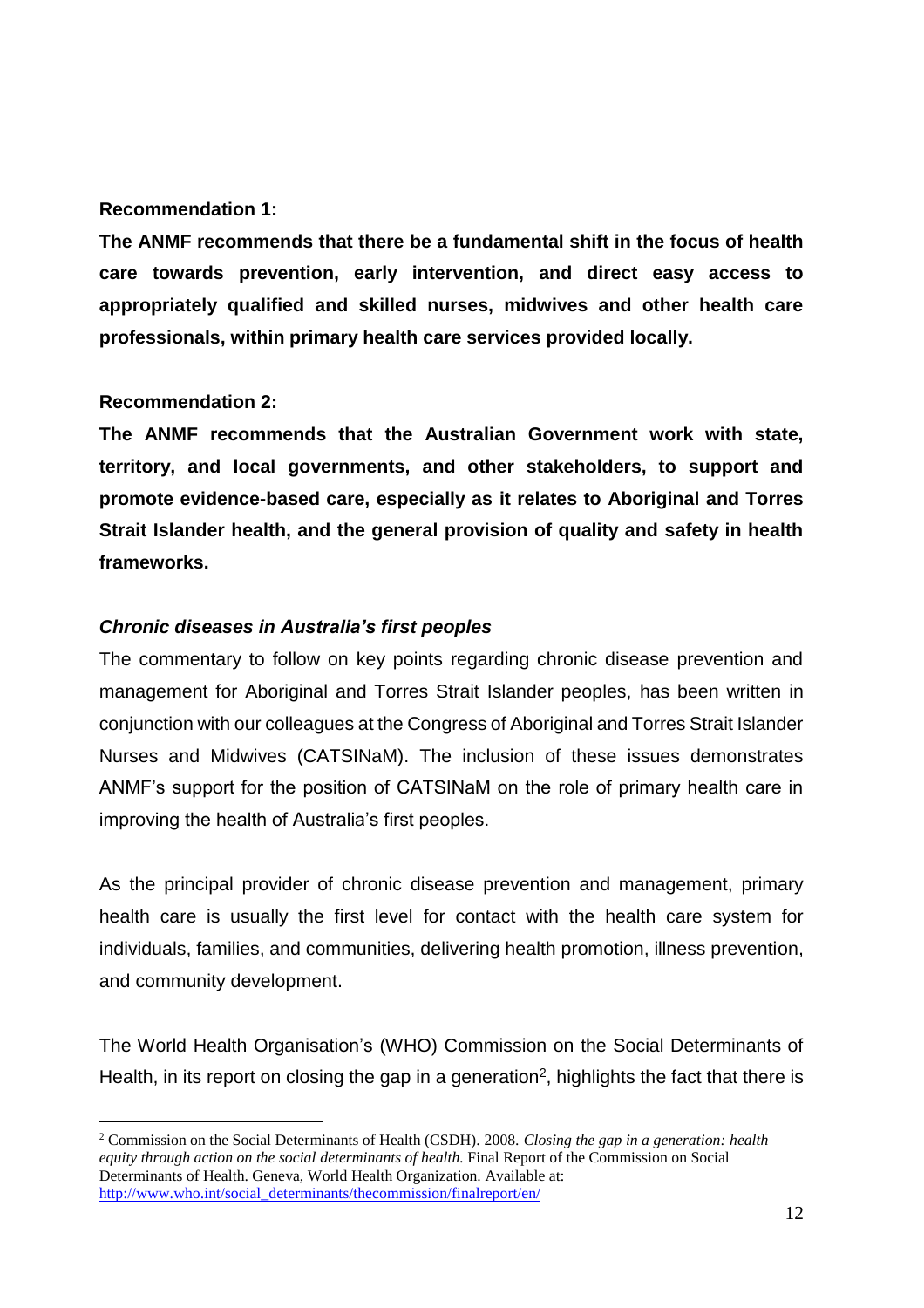**Recommendation 1:**

**The ANMF recommends that there be a fundamental shift in the focus of health care towards prevention, early intervention, and direct easy access to appropriately qualified and skilled nurses, midwives and other health care professionals, within primary health care services provided locally.**

**Recommendation 2:**

**The ANMF recommends that the Australian Government work with state, territory, and local governments, and other stakeholders, to support and promote evidence-based care, especially as it relates to Aboriginal and Torres Strait Islander health, and the general provision of quality and safety in health frameworks.**

***Chronic diseases in Australia's first peoples***

The commentary to follow on key points regarding chronic disease prevention and management for Aboriginal and Torres Strait Islander peoples, has been written in conjunction with our colleagues at the Congress of Aboriginal and Torres Strait Islander Nurses and Midwives (CATSINaM). The inclusion of these issues demonstrates ANMF's support for the position of CATSINaM on the role of primary health care in improving the health of Australia's first peoples.

As the principal provider of chronic disease prevention and management, primary health care is usually the first level for contact with the health care system for individuals, families, and communities, delivering health promotion, illness prevention, and community development.

The World Health Organisation's (WHO) Commission on the Social Determinants of Health, in its report on closing the gap in a generation[2], highlights the fact that there is

---

[2] Commission on the Social Determinants of Health (CSDH). 2008. *Closing the gap in a generation: health equity through action on the social determinants of health.* Final Report of the Commission on Social Determinants of Health. Geneva, World Health Organization. Available at: http://www.who.int/social_determinants/thecommission/finalreport/en/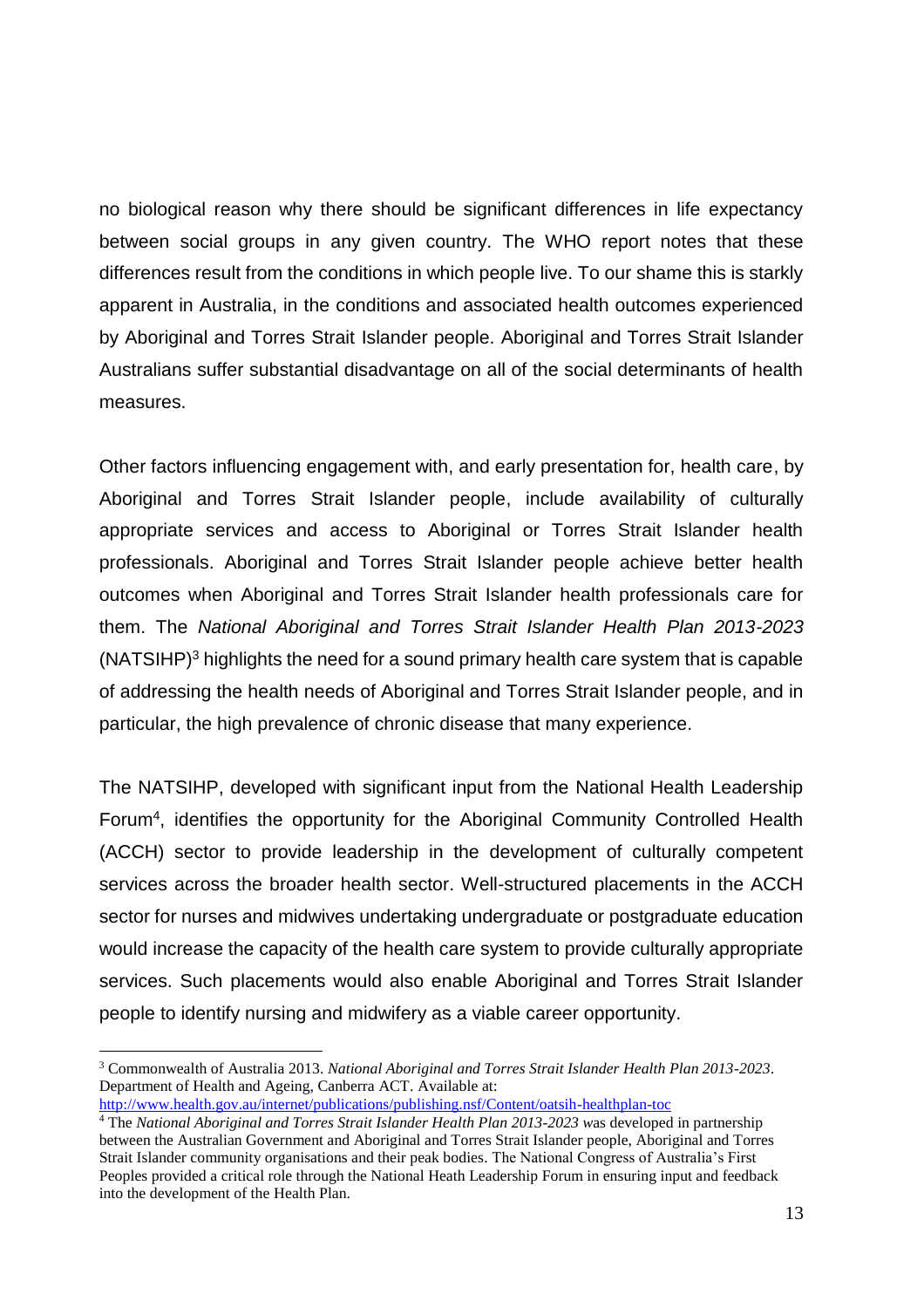no biological reason why there should be significant differences in life expectancy between social groups in any given country. The WHO report notes that these differences result from the conditions in which people live. To our shame this is starkly apparent in Australia, in the conditions and associated health outcomes experienced by Aboriginal and Torres Strait Islander people. Aboriginal and Torres Strait Islander Australians suffer substantial disadvantage on all of the social determinants of health measures.

Other factors influencing engagement with, and early presentation for, health care, by Aboriginal and Torres Strait Islander people, include availability of culturally appropriate services and access to Aboriginal or Torres Strait Islander health professionals. Aboriginal and Torres Strait Islander people achieve better health outcomes when Aboriginal and Torres Strait Islander health professionals care for them. The *National Aboriginal and Torres Strait Islander Health Plan 2013-2023* (NATSIHP)[3] highlights the need for a sound primary health care system that is capable of addressing the health needs of Aboriginal and Torres Strait Islander people, and in particular, the high prevalence of chronic disease that many experience.

The NATSIHP, developed with significant input from the National Health Leadership Forum[4], identifies the opportunity for the Aboriginal Community Controlled Health (ACCH) sector to provide leadership in the development of culturally competent services across the broader health sector. Well-structured placements in the ACCH sector for nurses and midwives undertaking undergraduate or postgraduate education would increase the capacity of the health care system to provide culturally appropriate services. Such placements would also enable Aboriginal and Torres Strait Islander people to identify nursing and midwifery as a viable career opportunity.

---

[3] Commonwealth of Australia 2013. *National Aboriginal and Torres Strait Islander Health Plan 2013-2023*. Department of Health and Ageing, Canberra ACT. Available at: http://www.health.gov.au/internet/publications/publishing.nsf/Content/oatsih-healthplan-toc

[4] The *National Aboriginal and Torres Strait Islander Health Plan 2013-2023* was developed in partnership between the Australian Government and Aboriginal and Torres Strait Islander people, Aboriginal and Torres Strait Islander community organisations and their peak bodies. The National Congress of Australia's First Peoples provided a critical role through the National Heath Leadership Forum in ensuring input and feedback into the development of the Health Plan.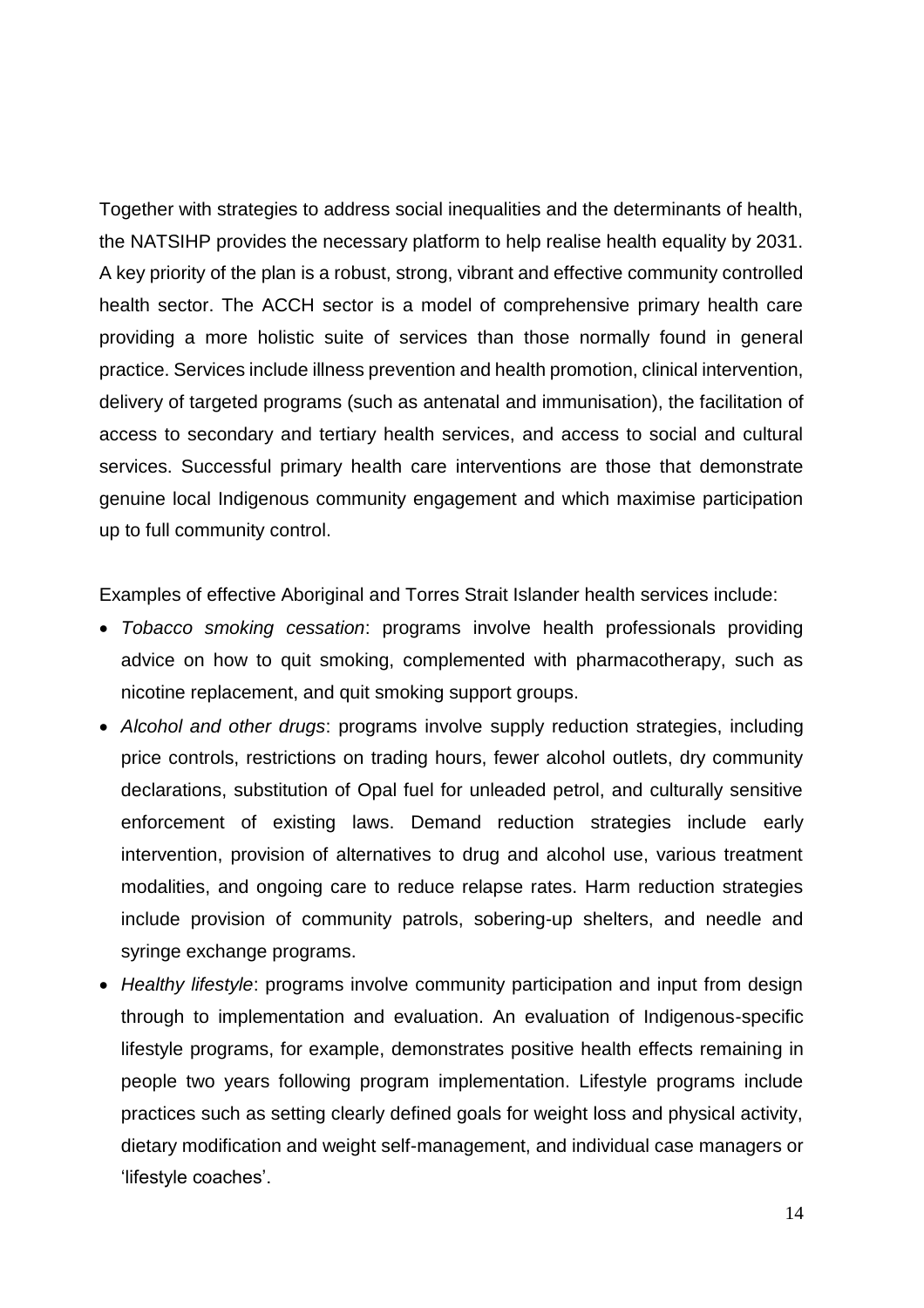Together with strategies to address social inequalities and the determinants of health, the NATSIHP provides the necessary platform to help realise health equality by 2031. A key priority of the plan is a robust, strong, vibrant and effective community controlled health sector. The ACCH sector is a model of comprehensive primary health care providing a more holistic suite of services than those normally found in general practice. Services include illness prevention and health promotion, clinical intervention, delivery of targeted programs (such as antenatal and immunisation), the facilitation of access to secondary and tertiary health services, and access to social and cultural services. Successful primary health care interventions are those that demonstrate genuine local Indigenous community engagement and which maximise participation up to full community control.

Examples of effective Aboriginal and Torres Strait Islander health services include:

- *Tobacco smoking cessation*: programs involve health professionals providing advice on how to quit smoking, complemented with pharmacotherapy, such as nicotine replacement, and quit smoking support groups.
- *Alcohol and other drugs*: programs involve supply reduction strategies, including price controls, restrictions on trading hours, fewer alcohol outlets, dry community declarations, substitution of Opal fuel for unleaded petrol, and culturally sensitive enforcement of existing laws. Demand reduction strategies include early intervention, provision of alternatives to drug and alcohol use, various treatment modalities, and ongoing care to reduce relapse rates. Harm reduction strategies include provision of community patrols, sobering-up shelters, and needle and syringe exchange programs.
- *Healthy lifestyle*: programs involve community participation and input from design through to implementation and evaluation. An evaluation of Indigenous-specific lifestyle programs, for example, demonstrates positive health effects remaining in people two years following program implementation. Lifestyle programs include practices such as setting clearly defined goals for weight loss and physical activity, dietary modification and weight self-management, and individual case managers or 'lifestyle coaches'.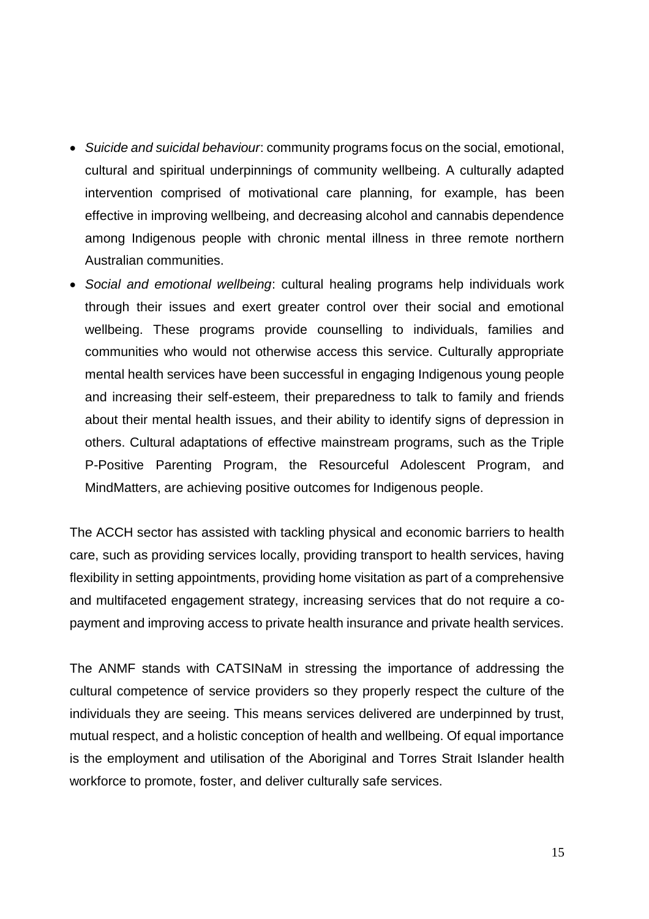- *Suicide and suicidal behaviour*: community programs focus on the social, emotional, cultural and spiritual underpinnings of community wellbeing. A culturally adapted intervention comprised of motivational care planning, for example, has been effective in improving wellbeing, and decreasing alcohol and cannabis dependence among Indigenous people with chronic mental illness in three remote northern Australian communities.
- *Social and emotional wellbeing*: cultural healing programs help individuals work through their issues and exert greater control over their social and emotional wellbeing. These programs provide counselling to individuals, families and communities who would not otherwise access this service. Culturally appropriate mental health services have been successful in engaging Indigenous young people and increasing their self-esteem, their preparedness to talk to family and friends about their mental health issues, and their ability to identify signs of depression in others. Cultural adaptations of effective mainstream programs, such as the Triple P-Positive Parenting Program, the Resourceful Adolescent Program, and MindMatters, are achieving positive outcomes for Indigenous people.

The ACCH sector has assisted with tackling physical and economic barriers to health care, such as providing services locally, providing transport to health services, having flexibility in setting appointments, providing home visitation as part of a comprehensive and multifaceted engagement strategy, increasing services that do not require a co-payment and improving access to private health insurance and private health services.

The ANMF stands with CATSINaM in stressing the importance of addressing the cultural competence of service providers so they properly respect the culture of the individuals they are seeing. This means services delivered are underpinned by trust, mutual respect, and a holistic conception of health and wellbeing. Of equal importance is the employment and utilisation of the Aboriginal and Torres Strait Islander health workforce to promote, foster, and deliver culturally safe services.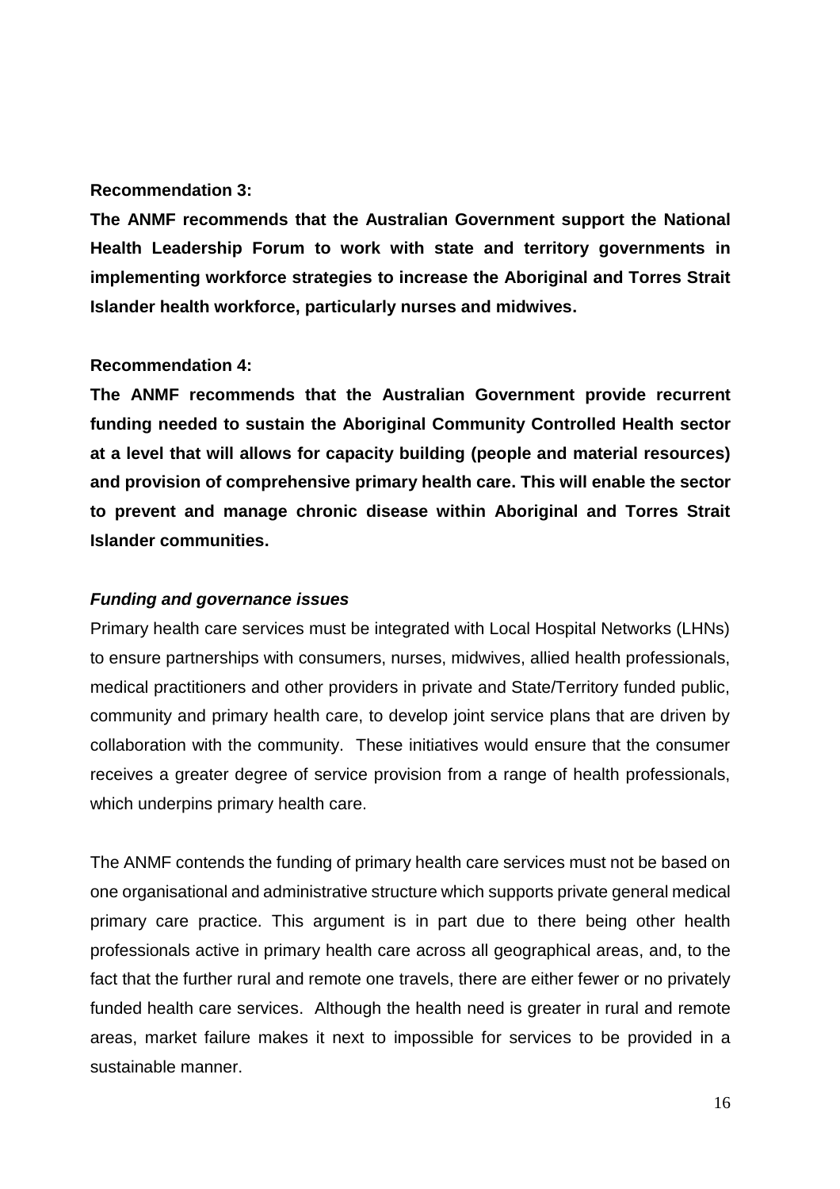**Recommendation 3:**

**The ANMF recommends that the Australian Government support the National Health Leadership Forum to work with state and territory governments in implementing workforce strategies to increase the Aboriginal and Torres Strait Islander health workforce, particularly nurses and midwives.**

**Recommendation 4:**

**The ANMF recommends that the Australian Government provide recurrent funding needed to sustain the Aboriginal Community Controlled Health sector at a level that will allows for capacity building (people and material resources) and provision of comprehensive primary health care. This will enable the sector to prevent and manage chronic disease within Aboriginal and Torres Strait Islander communities.**

***Funding and governance issues***

Primary health care services must be integrated with Local Hospital Networks (LHNs) to ensure partnerships with consumers, nurses, midwives, allied health professionals, medical practitioners and other providers in private and State/Territory funded public, community and primary health care, to develop joint service plans that are driven by collaboration with the community. These initiatives would ensure that the consumer receives a greater degree of service provision from a range of health professionals, which underpins primary health care.

The ANMF contends the funding of primary health care services must not be based on one organisational and administrative structure which supports private general medical primary care practice. This argument is in part due to there being other health professionals active in primary health care across all geographical areas, and, to the fact that the further rural and remote one travels, there are either fewer or no privately funded health care services. Although the health need is greater in rural and remote areas, market failure makes it next to impossible for services to be provided in a sustainable manner.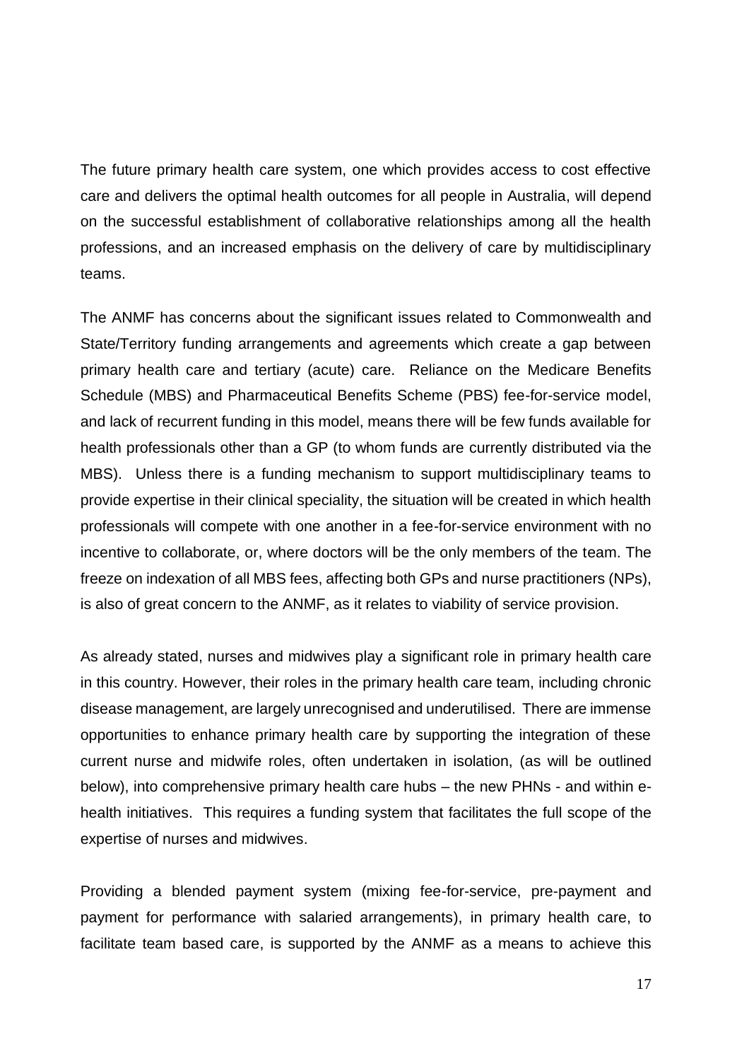The future primary health care system, one which provides access to cost effective care and delivers the optimal health outcomes for all people in Australia, will depend on the successful establishment of collaborative relationships among all the health professions, and an increased emphasis on the delivery of care by multidisciplinary teams.

The ANMF has concerns about the significant issues related to Commonwealth and State/Territory funding arrangements and agreements which create a gap between primary health care and tertiary (acute) care. Reliance on the Medicare Benefits Schedule (MBS) and Pharmaceutical Benefits Scheme (PBS) fee-for-service model, and lack of recurrent funding in this model, means there will be few funds available for health professionals other than a GP (to whom funds are currently distributed via the MBS). Unless there is a funding mechanism to support multidisciplinary teams to provide expertise in their clinical speciality, the situation will be created in which health professionals will compete with one another in a fee-for-service environment with no incentive to collaborate, or, where doctors will be the only members of the team. The freeze on indexation of all MBS fees, affecting both GPs and nurse practitioners (NPs), is also of great concern to the ANMF, as it relates to viability of service provision.

As already stated, nurses and midwives play a significant role in primary health care in this country. However, their roles in the primary health care team, including chronic disease management, are largely unrecognised and underutilised. There are immense opportunities to enhance primary health care by supporting the integration of these current nurse and midwife roles, often undertaken in isolation, (as will be outlined below), into comprehensive primary health care hubs – the new PHNs - and within e-health initiatives. This requires a funding system that facilitates the full scope of the expertise of nurses and midwives.

Providing a blended payment system (mixing fee-for-service, pre-payment and payment for performance with salaried arrangements), in primary health care, to facilitate team based care, is supported by the ANMF as a means to achieve this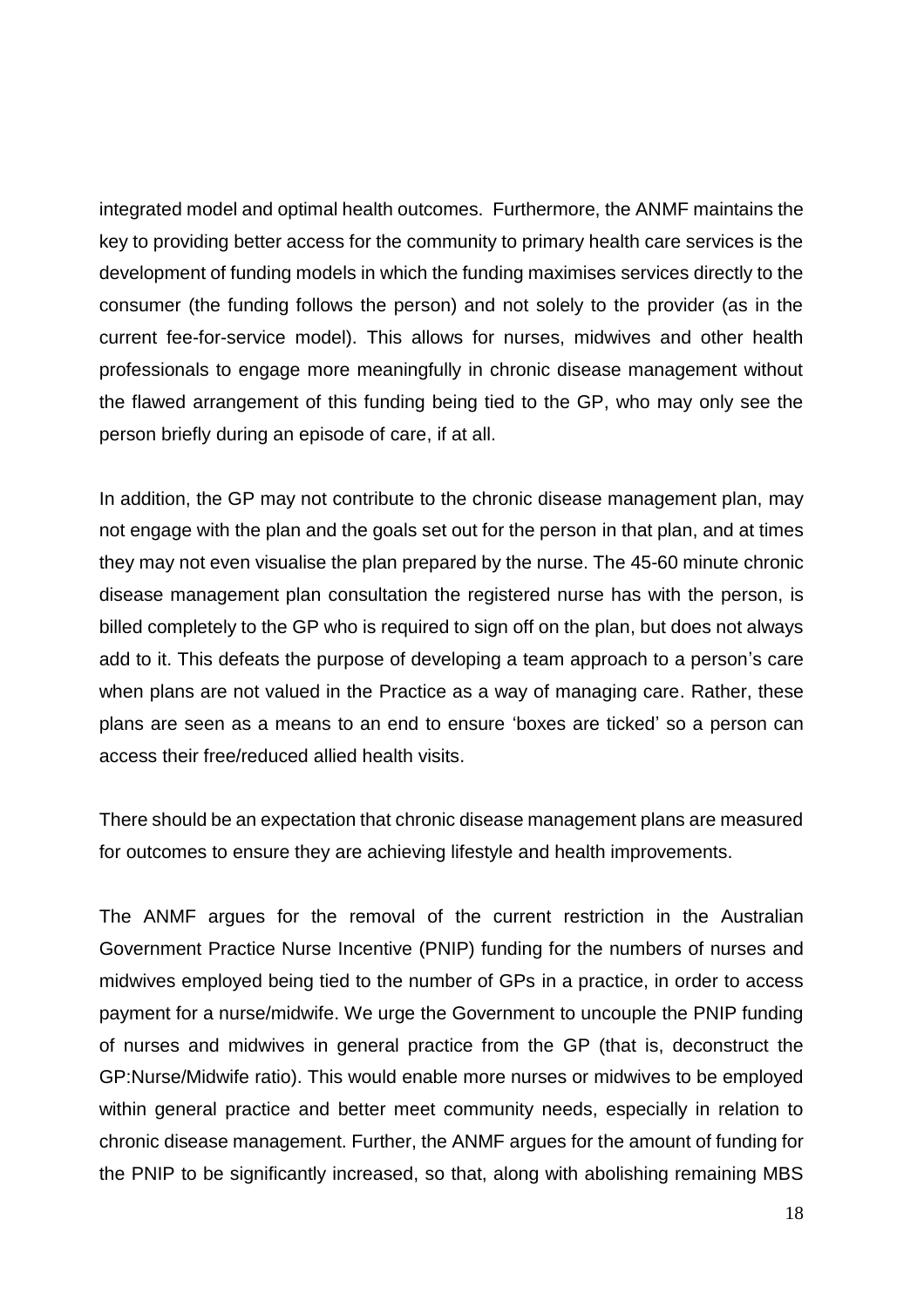integrated model and optimal health outcomes. Furthermore, the ANMF maintains the key to providing better access for the community to primary health care services is the development of funding models in which the funding maximises services directly to the consumer (the funding follows the person) and not solely to the provider (as in the current fee-for-service model). This allows for nurses, midwives and other health professionals to engage more meaningfully in chronic disease management without the flawed arrangement of this funding being tied to the GP, who may only see the person briefly during an episode of care, if at all.

In addition, the GP may not contribute to the chronic disease management plan, may not engage with the plan and the goals set out for the person in that plan, and at times they may not even visualise the plan prepared by the nurse. The 45-60 minute chronic disease management plan consultation the registered nurse has with the person, is billed completely to the GP who is required to sign off on the plan, but does not always add to it. This defeats the purpose of developing a team approach to a person's care when plans are not valued in the Practice as a way of managing care. Rather, these plans are seen as a means to an end to ensure 'boxes are ticked' so a person can access their free/reduced allied health visits.

There should be an expectation that chronic disease management plans are measured for outcomes to ensure they are achieving lifestyle and health improvements.

The ANMF argues for the removal of the current restriction in the Australian Government Practice Nurse Incentive (PNIP) funding for the numbers of nurses and midwives employed being tied to the number of GPs in a practice, in order to access payment for a nurse/midwife. We urge the Government to uncouple the PNIP funding of nurses and midwives in general practice from the GP (that is, deconstruct the GP:Nurse/Midwife ratio). This would enable more nurses or midwives to be employed within general practice and better meet community needs, especially in relation to chronic disease management. Further, the ANMF argues for the amount of funding for the PNIP to be significantly increased, so that, along with abolishing remaining MBS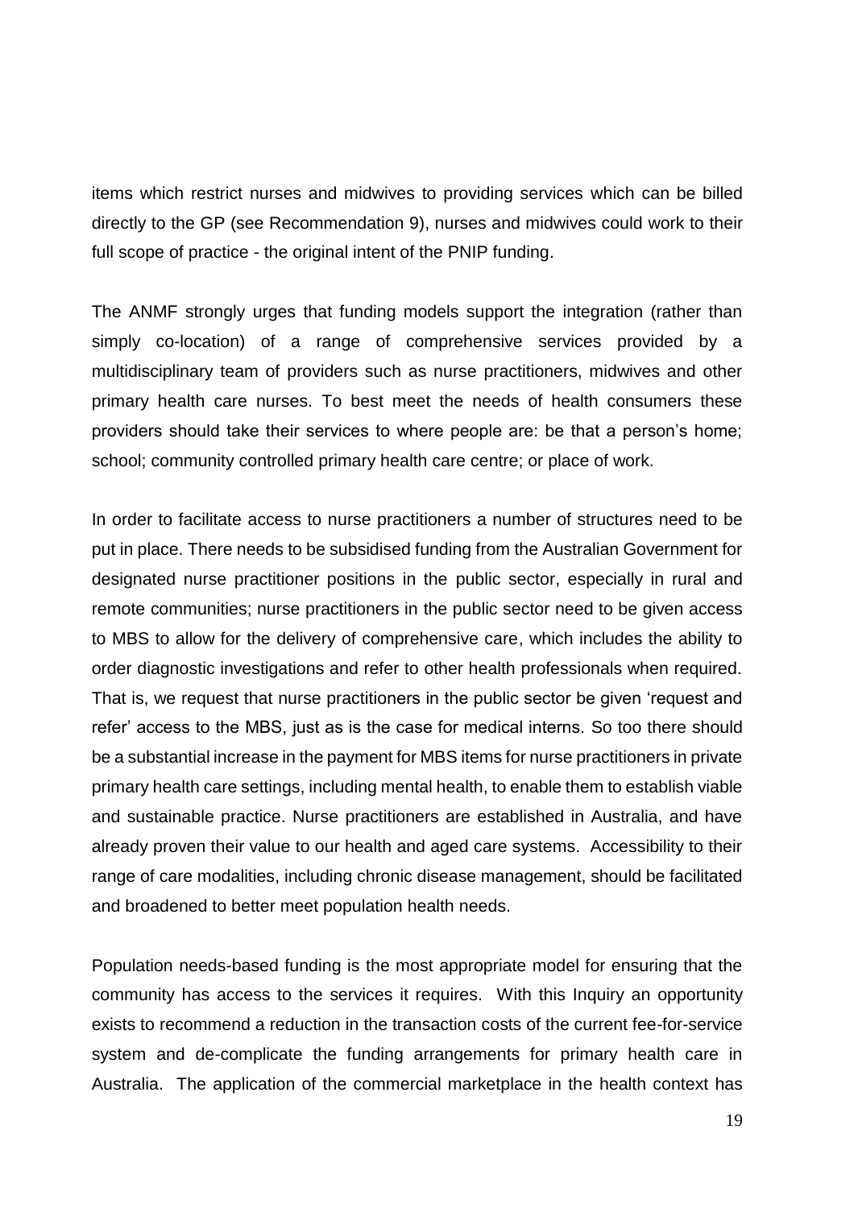items which restrict nurses and midwives to providing services which can be billed directly to the GP (see Recommendation 9), nurses and midwives could work to their full scope of practice - the original intent of the PNIP funding.

The ANMF strongly urges that funding models support the integration (rather than simply co-location) of a range of comprehensive services provided by a multidisciplinary team of providers such as nurse practitioners, midwives and other primary health care nurses. To best meet the needs of health consumers these providers should take their services to where people are: be that a person's home; school; community controlled primary health care centre; or place of work.

In order to facilitate access to nurse practitioners a number of structures need to be put in place. There needs to be subsidised funding from the Australian Government for designated nurse practitioner positions in the public sector, especially in rural and remote communities; nurse practitioners in the public sector need to be given access to MBS to allow for the delivery of comprehensive care, which includes the ability to order diagnostic investigations and refer to other health professionals when required. That is, we request that nurse practitioners in the public sector be given 'request and refer' access to the MBS, just as is the case for medical interns. So too there should be a substantial increase in the payment for MBS items for nurse practitioners in private primary health care settings, including mental health, to enable them to establish viable and sustainable practice. Nurse practitioners are established in Australia, and have already proven their value to our health and aged care systems. Accessibility to their range of care modalities, including chronic disease management, should be facilitated and broadened to better meet population health needs.

Population needs-based funding is the most appropriate model for ensuring that the community has access to the services it requires. With this Inquiry an opportunity exists to recommend a reduction in the transaction costs of the current fee-for-service system and de-complicate the funding arrangements for primary health care in Australia. The application of the commercial marketplace in the health context has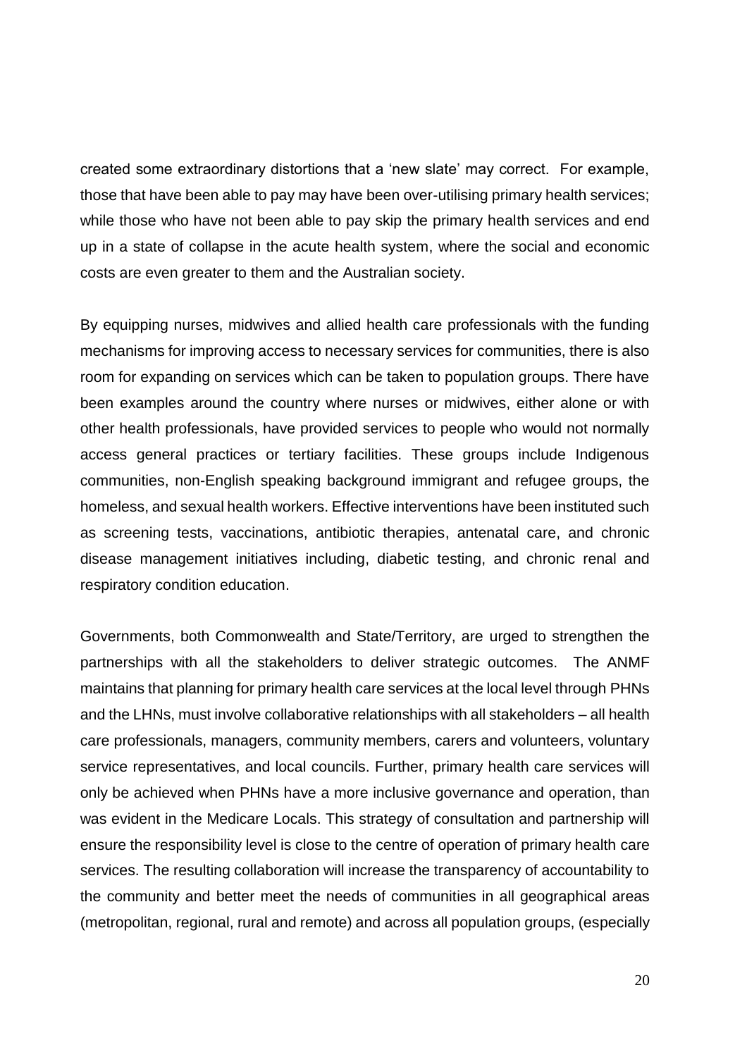created some extraordinary distortions that a 'new slate' may correct. For example, those that have been able to pay may have been over-utilising primary health services; while those who have not been able to pay skip the primary health services and end up in a state of collapse in the acute health system, where the social and economic costs are even greater to them and the Australian society.

By equipping nurses, midwives and allied health care professionals with the funding mechanisms for improving access to necessary services for communities, there is also room for expanding on services which can be taken to population groups. There have been examples around the country where nurses or midwives, either alone or with other health professionals, have provided services to people who would not normally access general practices or tertiary facilities. These groups include Indigenous communities, non-English speaking background immigrant and refugee groups, the homeless, and sexual health workers. Effective interventions have been instituted such as screening tests, vaccinations, antibiotic therapies, antenatal care, and chronic disease management initiatives including, diabetic testing, and chronic renal and respiratory condition education.

Governments, both Commonwealth and State/Territory, are urged to strengthen the partnerships with all the stakeholders to deliver strategic outcomes. The ANMF maintains that planning for primary health care services at the local level through PHNs and the LHNs, must involve collaborative relationships with all stakeholders – all health care professionals, managers, community members, carers and volunteers, voluntary service representatives, and local councils. Further, primary health care services will only be achieved when PHNs have a more inclusive governance and operation, than was evident in the Medicare Locals. This strategy of consultation and partnership will ensure the responsibility level is close to the centre of operation of primary health care services. The resulting collaboration will increase the transparency of accountability to the community and better meet the needs of communities in all geographical areas (metropolitan, regional, rural and remote) and across all population groups, (especially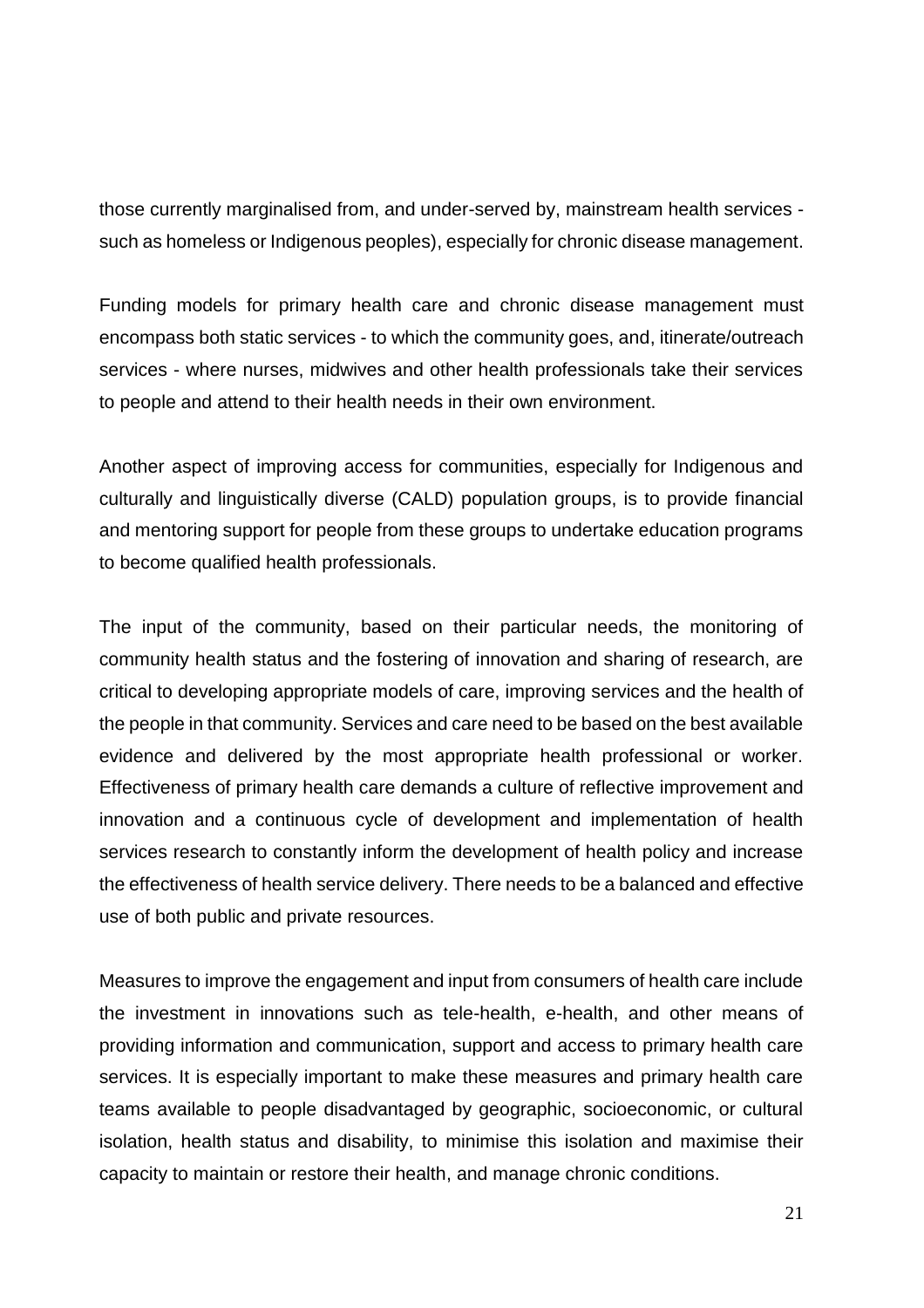those currently marginalised from, and under-served by, mainstream health services - such as homeless or Indigenous peoples), especially for chronic disease management.

Funding models for primary health care and chronic disease management must encompass both static services - to which the community goes, and, itinerate/outreach services - where nurses, midwives and other health professionals take their services to people and attend to their health needs in their own environment.

Another aspect of improving access for communities, especially for Indigenous and culturally and linguistically diverse (CALD) population groups, is to provide financial and mentoring support for people from these groups to undertake education programs to become qualified health professionals.

The input of the community, based on their particular needs, the monitoring of community health status and the fostering of innovation and sharing of research, are critical to developing appropriate models of care, improving services and the health of the people in that community. Services and care need to be based on the best available evidence and delivered by the most appropriate health professional or worker. Effectiveness of primary health care demands a culture of reflective improvement and innovation and a continuous cycle of development and implementation of health services research to constantly inform the development of health policy and increase the effectiveness of health service delivery. There needs to be a balanced and effective use of both public and private resources.

Measures to improve the engagement and input from consumers of health care include the investment in innovations such as tele-health, e-health, and other means of providing information and communication, support and access to primary health care services. It is especially important to make these measures and primary health care teams available to people disadvantaged by geographic, socioeconomic, or cultural isolation, health status and disability, to minimise this isolation and maximise their capacity to maintain or restore their health, and manage chronic conditions.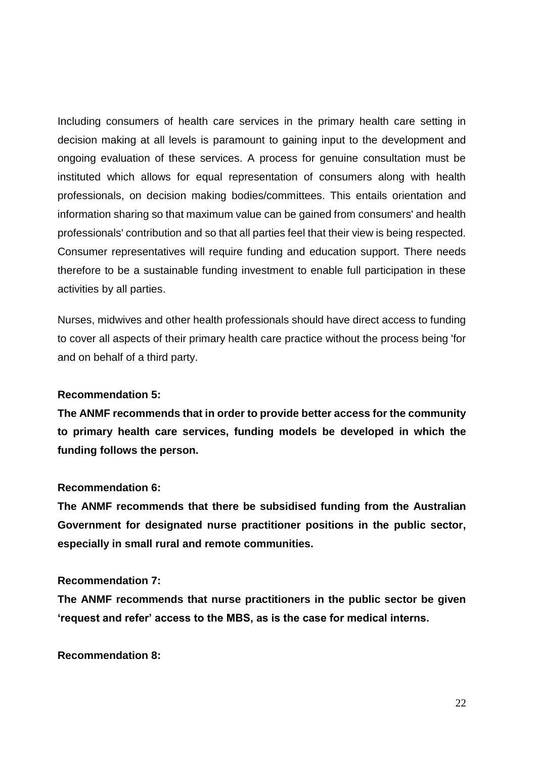Including consumers of health care services in the primary health care setting in decision making at all levels is paramount to gaining input to the development and ongoing evaluation of these services. A process for genuine consultation must be instituted which allows for equal representation of consumers along with health professionals, on decision making bodies/committees. This entails orientation and information sharing so that maximum value can be gained from consumers' and health professionals' contribution and so that all parties feel that their view is being respected. Consumer representatives will require funding and education support. There needs therefore to be a sustainable funding investment to enable full participation in these activities by all parties.

Nurses, midwives and other health professionals should have direct access to funding to cover all aspects of their primary health care practice without the process being 'for and on behalf of a third party.

**Recommendation 5:**
**The ANMF recommends that in order to provide better access for the community to primary health care services, funding models be developed in which the funding follows the person.**

**Recommendation 6:**
**The ANMF recommends that there be subsidised funding from the Australian Government for designated nurse practitioner positions in the public sector, especially in small rural and remote communities.**

**Recommendation 7:**
**The ANMF recommends that nurse practitioners in the public sector be given 'request and refer' access to the MBS, as is the case for medical interns.**

**Recommendation 8:**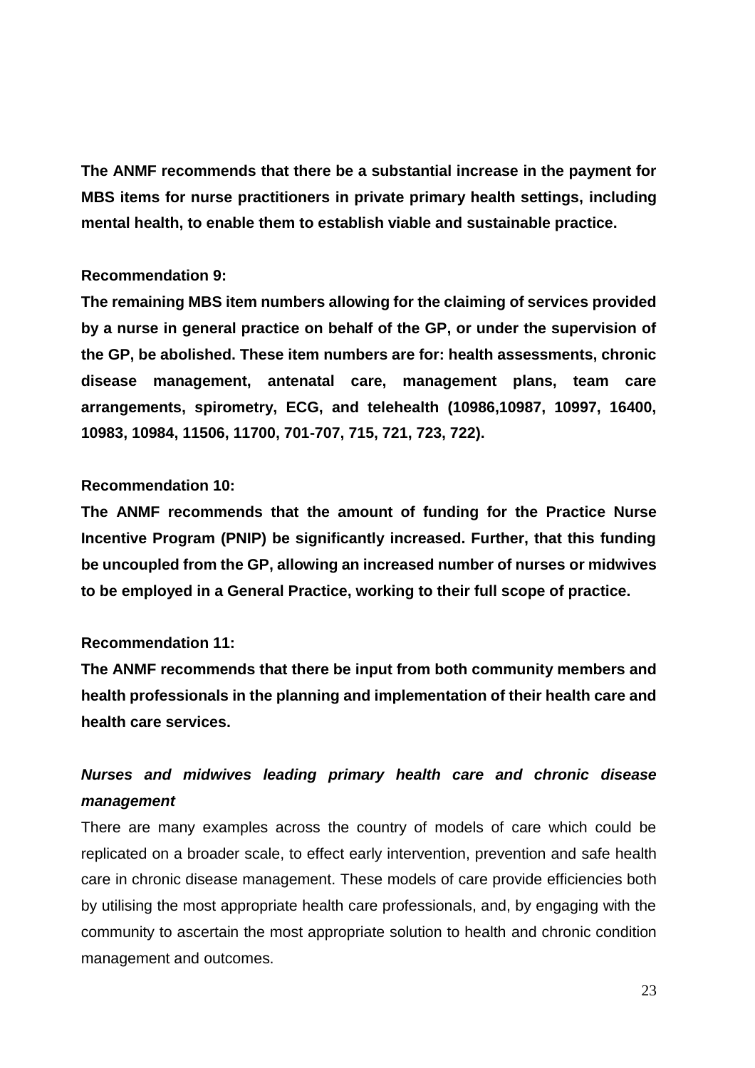**The ANMF recommends that there be a substantial increase in the payment for MBS items for nurse practitioners in private primary health settings, including mental health, to enable them to establish viable and sustainable practice.**

**Recommendation 9:**

**The remaining MBS item numbers allowing for the claiming of services provided by a nurse in general practice on behalf of the GP, or under the supervision of the GP, be abolished. These item numbers are for: health assessments, chronic disease management, antenatal care, management plans, team care arrangements, spirometry, ECG, and telehealth (10986,10987, 10997, 16400, 10983, 10984, 11506, 11700, 701-707, 715, 721, 723, 722).**

**Recommendation 10:**

**The ANMF recommends that the amount of funding for the Practice Nurse Incentive Program (PNIP) be significantly increased. Further, that this funding be uncoupled from the GP, allowing an increased number of nurses or midwives to be employed in a General Practice, working to their full scope of practice.**

**Recommendation 11:**

**The ANMF recommends that there be input from both community members and health professionals in the planning and implementation of their health care and health care services.**

***Nurses and midwives leading primary health care and chronic disease management***

There are many examples across the country of models of care which could be replicated on a broader scale, to effect early intervention, prevention and safe health care in chronic disease management. These models of care provide efficiencies both by utilising the most appropriate health care professionals, and, by engaging with the community to ascertain the most appropriate solution to health and chronic condition management and outcomes.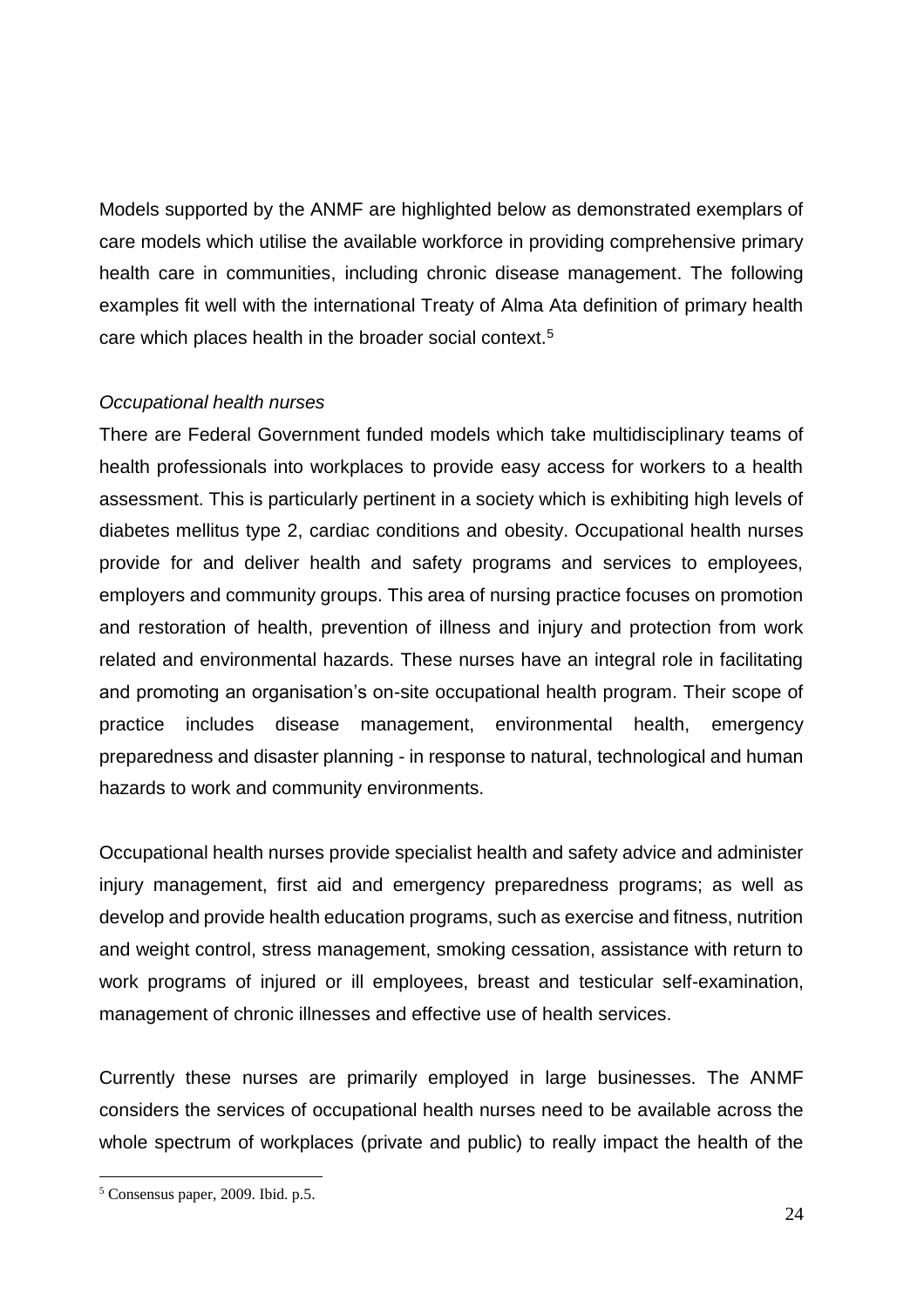Models supported by the ANMF are highlighted below as demonstrated exemplars of care models which utilise the available workforce in providing comprehensive primary health care in communities, including chronic disease management. The following examples fit well with the international Treaty of Alma Ata definition of primary health care which places health in the broader social context.[5]

*Occupational health nurses*

There are Federal Government funded models which take multidisciplinary teams of health professionals into workplaces to provide easy access for workers to a health assessment. This is particularly pertinent in a society which is exhibiting high levels of diabetes mellitus type 2, cardiac conditions and obesity. Occupational health nurses provide for and deliver health and safety programs and services to employees, employers and community groups. This area of nursing practice focuses on promotion and restoration of health, prevention of illness and injury and protection from work related and environmental hazards. These nurses have an integral role in facilitating and promoting an organisation's on-site occupational health program. Their scope of practice includes disease management, environmental health, emergency preparedness and disaster planning - in response to natural, technological and human hazards to work and community environments.

Occupational health nurses provide specialist health and safety advice and administer injury management, first aid and emergency preparedness programs; as well as develop and provide health education programs, such as exercise and fitness, nutrition and weight control, stress management, smoking cessation, assistance with return to work programs of injured or ill employees, breast and testicular self-examination, management of chronic illnesses and effective use of health services.

Currently these nurses are primarily employed in large businesses. The ANMF considers the services of occupational health nurses need to be available across the whole spectrum of workplaces (private and public) to really impact the health of the

[5] Consensus paper, 2009. Ibid. p.5.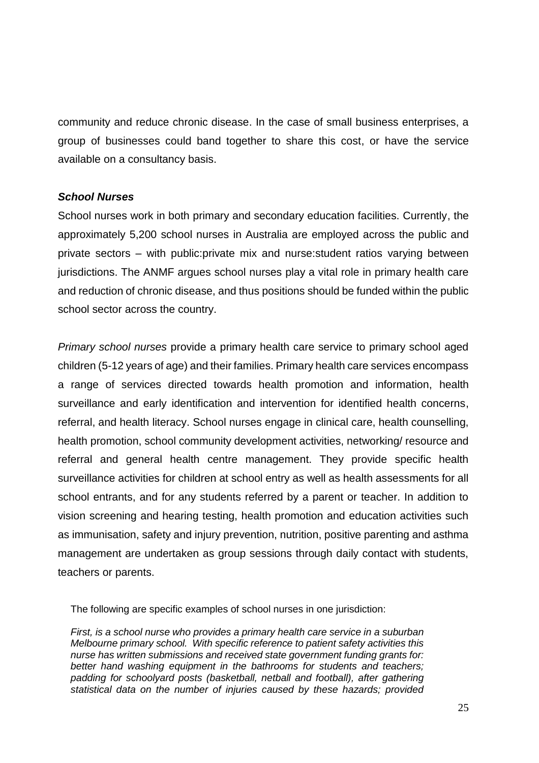community and reduce chronic disease. In the case of small business enterprises, a group of businesses could band together to share this cost, or have the service available on a consultancy basis.

### *School Nurses*

School nurses work in both primary and secondary education facilities. Currently, the approximately 5,200 school nurses in Australia are employed across the public and private sectors – with public:private mix and nurse:student ratios varying between jurisdictions. The ANMF argues school nurses play a vital role in primary health care and reduction of chronic disease, and thus positions should be funded within the public school sector across the country.

*Primary school nurses* provide a primary health care service to primary school aged children (5-12 years of age) and their families. Primary health care services encompass a range of services directed towards health promotion and information, health surveillance and early identification and intervention for identified health concerns, referral, and health literacy. School nurses engage in clinical care, health counselling, health promotion, school community development activities, networking/ resource and referral and general health centre management. They provide specific health surveillance activities for children at school entry as well as health assessments for all school entrants, and for any students referred by a parent or teacher. In addition to vision screening and hearing testing, health promotion and education activities such as immunisation, safety and injury prevention, nutrition, positive parenting and asthma management are undertaken as group sessions through daily contact with students, teachers or parents.

> The following are specific examples of school nurses in one jurisdiction:
>
> *First, is a school nurse who provides a primary health care service in a suburban Melbourne primary school. With specific reference to patient safety activities this nurse has written submissions and received state government funding grants for: better hand washing equipment in the bathrooms for students and teachers; padding for schoolyard posts (basketball, netball and football), after gathering statistical data on the number of injuries caused by these hazards; provided*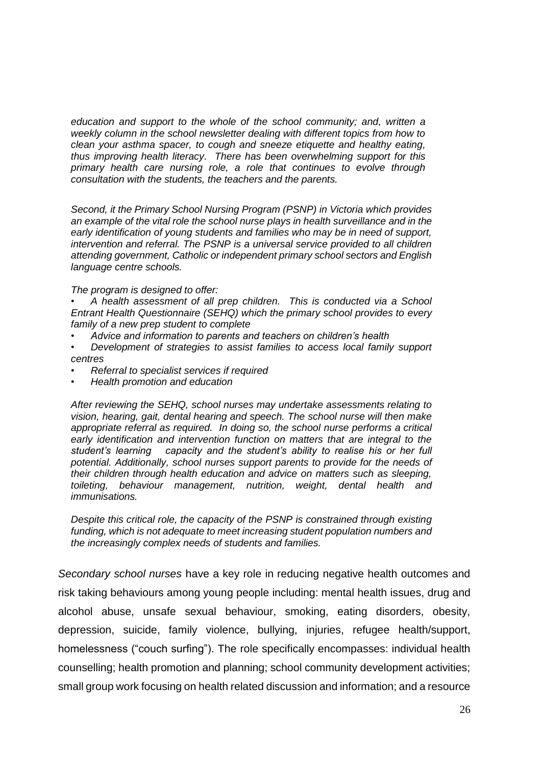*education and support to the whole of the school community; and, written a weekly column in the school newsletter dealing with different topics from how to clean your asthma spacer, to cough and sneeze etiquette and healthy eating, thus improving health literacy. There has been overwhelming support for this primary health care nursing role, a role that continues to evolve through consultation with the students, the teachers and the parents.*

*Second, it the Primary School Nursing Program (PSNP) in Victoria which provides an example of the vital role the school nurse plays in health surveillance and in the early identification of young students and families who may be in need of support, intervention and referral. The PSNP is a universal service provided to all children attending government, Catholic or independent primary school sectors and English language centre schools.*

*The program is designed to offer:*

- *A health assessment of all prep children. This is conducted via a School Entrant Health Questionnaire (SEHQ) which the primary school provides to every family of a new prep student to complete*
- *Advice and information to parents and teachers on children's health*
- *Development of strategies to assist families to access local family support centres*
- *Referral to specialist services if required*
- *Health promotion and education*

*After reviewing the SEHQ, school nurses may undertake assessments relating to vision, hearing, gait, dental hearing and speech. The school nurse will then make appropriate referral as required. In doing so, the school nurse performs a critical early identification and intervention function on matters that are integral to the student's learning capacity and the student's ability to realise his or her full potential. Additionally, school nurses support parents to provide for the needs of their children through health education and advice on matters such as sleeping, toileting, behaviour management, nutrition, weight, dental health and immunisations.*

*Despite this critical role, the capacity of the PSNP is constrained through existing funding, which is not adequate to meet increasing student population numbers and the increasingly complex needs of students and families.*

*Secondary school nurses* have a key role in reducing negative health outcomes and risk taking behaviours among young people including: mental health issues, drug and alcohol abuse, unsafe sexual behaviour, smoking, eating disorders, obesity, depression, suicide, family violence, bullying, injuries, refugee health/support, homelessness ("couch surfing"). The role specifically encompasses: individual health counselling; health promotion and planning; school community development activities; small group work focusing on health related discussion and information; and a resource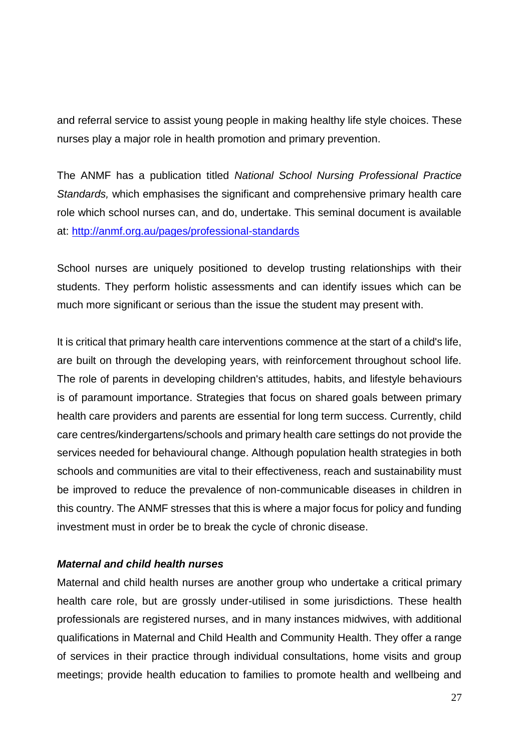and referral service to assist young people in making healthy life style choices. These nurses play a major role in health promotion and primary prevention.

The ANMF has a publication titled *National School Nursing Professional Practice Standards,* which emphasises the significant and comprehensive primary health care role which school nurses can, and do, undertake. This seminal document is available at: [http://anmf.org.au/pages/professional-standards](http://anmf.org.au/pages/professional-standards)

School nurses are uniquely positioned to develop trusting relationships with their students. They perform holistic assessments and can identify issues which can be much more significant or serious than the issue the student may present with.

It is critical that primary health care interventions commence at the start of a child's life, are built on through the developing years, with reinforcement throughout school life. The role of parents in developing children's attitudes, habits, and lifestyle behaviours is of paramount importance. Strategies that focus on shared goals between primary health care providers and parents are essential for long term success. Currently, child care centres/kindergartens/schools and primary health care settings do not provide the services needed for behavioural change. Although population health strategies in both schools and communities are vital to their effectiveness, reach and sustainability must be improved to reduce the prevalence of non-communicable diseases in children in this country. The ANMF stresses that this is where a major focus for policy and funding investment must in order be to break the cycle of chronic disease.

***Maternal and child health nurses***

Maternal and child health nurses are another group who undertake a critical primary health care role, but are grossly under-utilised in some jurisdictions. These health professionals are registered nurses, and in many instances midwives, with additional qualifications in Maternal and Child Health and Community Health. They offer a range of services in their practice through individual consultations, home visits and group meetings; provide health education to families to promote health and wellbeing and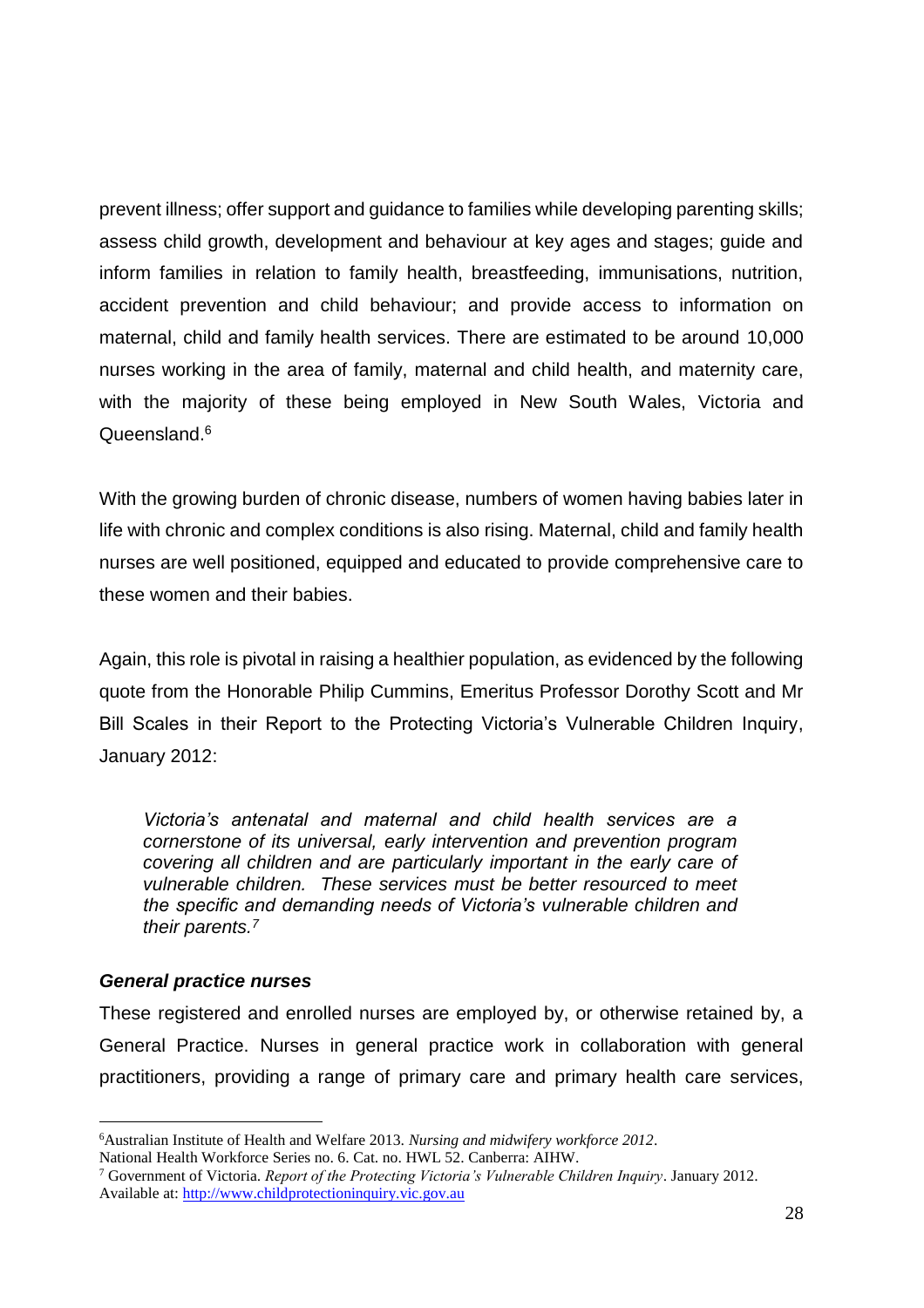prevent illness; offer support and guidance to families while developing parenting skills; assess child growth, development and behaviour at key ages and stages; guide and inform families in relation to family health, breastfeeding, immunisations, nutrition, accident prevention and child behaviour; and provide access to information on maternal, child and family health services. There are estimated to be around 10,000 nurses working in the area of family, maternal and child health, and maternity care, with the majority of these being employed in New South Wales, Victoria and Queensland.[6]

With the growing burden of chronic disease, numbers of women having babies later in life with chronic and complex conditions is also rising. Maternal, child and family health nurses are well positioned, equipped and educated to provide comprehensive care to these women and their babies.

Again, this role is pivotal in raising a healthier population, as evidenced by the following quote from the Honorable Philip Cummins, Emeritus Professor Dorothy Scott and Mr Bill Scales in their Report to the Protecting Victoria's Vulnerable Children Inquiry, January 2012:

> *Victoria's antenatal and maternal and child health services are a cornerstone of its universal, early intervention and prevention program covering all children and are particularly important in the early care of vulnerable children. These services must be better resourced to meet the specific and demanding needs of Victoria's vulnerable children and their parents.*[7]

### *General practice nurses*

These registered and enrolled nurses are employed by, or otherwise retained by, a General Practice. Nurses in general practice work in collaboration with general practitioners, providing a range of primary care and primary health care services,

---

[6] Australian Institute of Health and Welfare 2013. *Nursing and midwifery workforce 2012*. National Health Workforce Series no. 6. Cat. no. HWL 52. Canberra: AIHW.

[7] Government of Victoria. *Report of the Protecting Victoria's Vulnerable Children Inquiry*. January 2012. Available at: http://www.childprotectioninquiry.vic.gov.au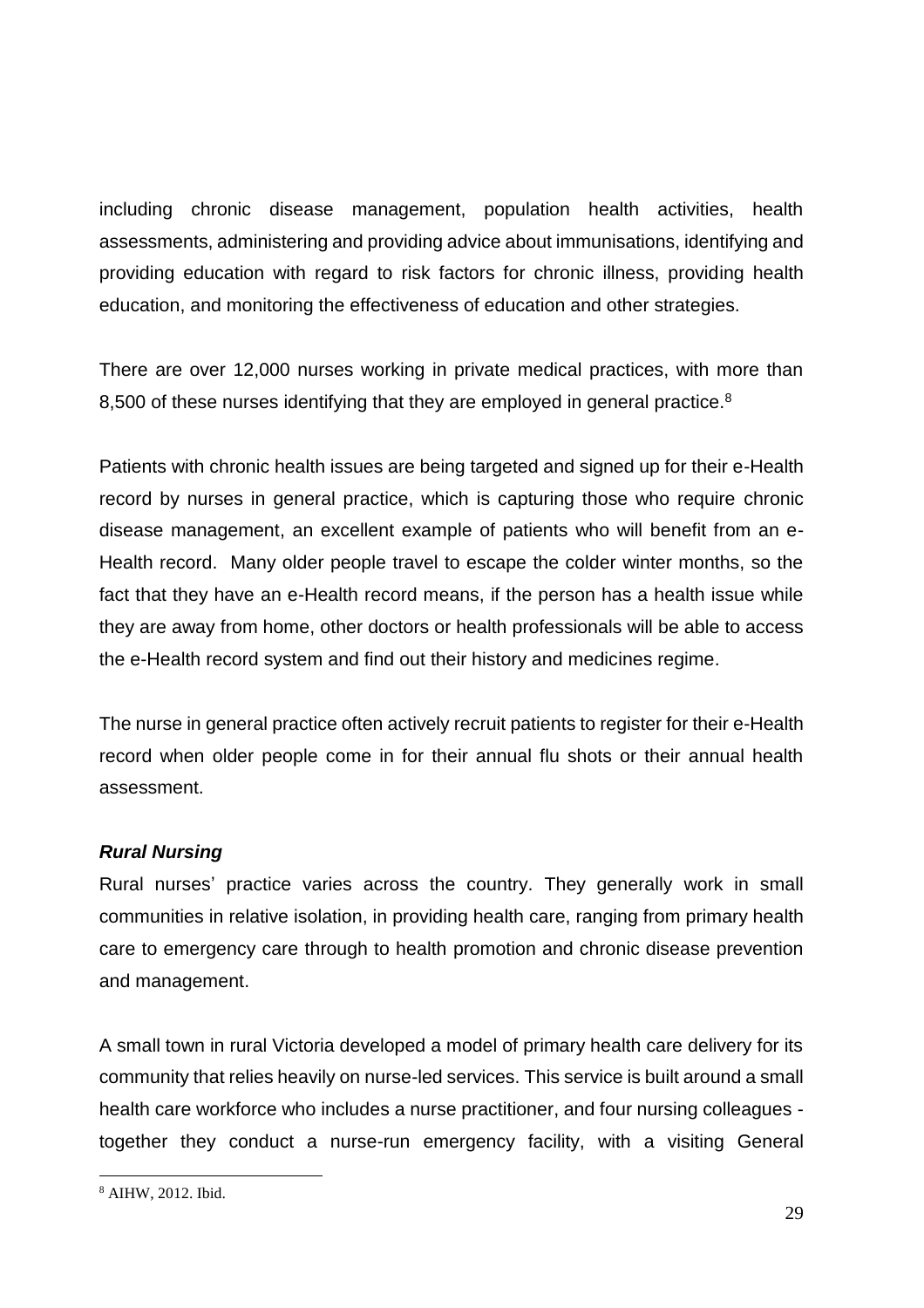including chronic disease management, population health activities, health assessments, administering and providing advice about immunisations, identifying and providing education with regard to risk factors for chronic illness, providing health education, and monitoring the effectiveness of education and other strategies.

There are over 12,000 nurses working in private medical practices, with more than 8,500 of these nurses identifying that they are employed in general practice.[8]

Patients with chronic health issues are being targeted and signed up for their e-Health record by nurses in general practice, which is capturing those who require chronic disease management, an excellent example of patients who will benefit from an e-Health record. Many older people travel to escape the colder winter months, so the fact that they have an e-Health record means, if the person has a health issue while they are away from home, other doctors or health professionals will be able to access the e-Health record system and find out their history and medicines regime.

The nurse in general practice often actively recruit patients to register for their e-Health record when older people come in for their annual flu shots or their annual health assessment.

***Rural Nursing***

Rural nurses' practice varies across the country. They generally work in small communities in relative isolation, in providing health care, ranging from primary health care to emergency care through to health promotion and chronic disease prevention and management.

A small town in rural Victoria developed a model of primary health care delivery for its community that relies heavily on nurse-led services. This service is built around a small health care workforce who includes a nurse practitioner, and four nursing colleagues - together they conduct a nurse-run emergency facility, with a visiting General

[8] AIHW, 2012. Ibid.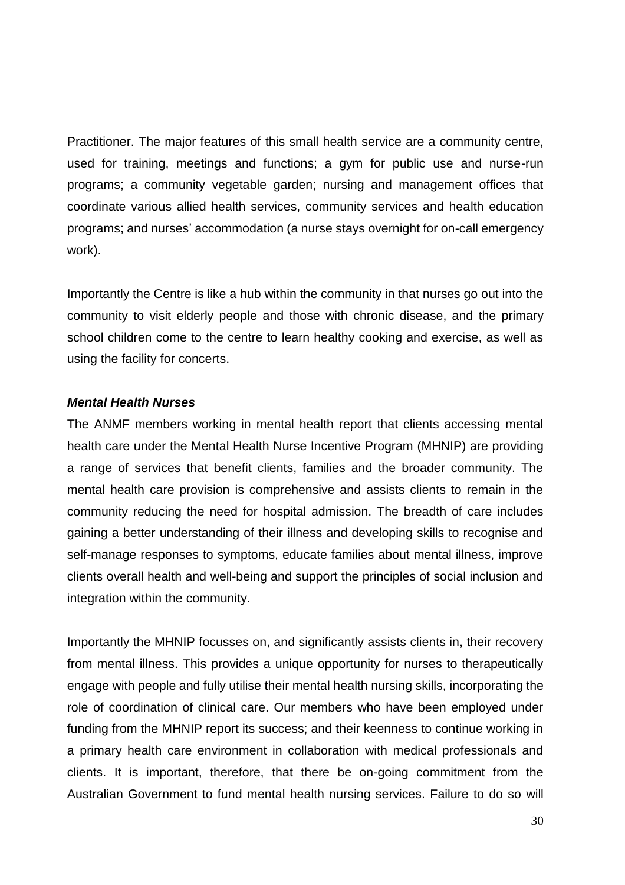Practitioner. The major features of this small health service are a community centre, used for training, meetings and functions; a gym for public use and nurse-run programs; a community vegetable garden; nursing and management offices that coordinate various allied health services, community services and health education programs; and nurses' accommodation (a nurse stays overnight for on-call emergency work).

Importantly the Centre is like a hub within the community in that nurses go out into the community to visit elderly people and those with chronic disease, and the primary school children come to the centre to learn healthy cooking and exercise, as well as using the facility for concerts.

***Mental Health Nurses***

The ANMF members working in mental health report that clients accessing mental health care under the Mental Health Nurse Incentive Program (MHNIP) are providing a range of services that benefit clients, families and the broader community. The mental health care provision is comprehensive and assists clients to remain in the community reducing the need for hospital admission. The breadth of care includes gaining a better understanding of their illness and developing skills to recognise and self-manage responses to symptoms, educate families about mental illness, improve clients overall health and well-being and support the principles of social inclusion and integration within the community.

Importantly the MHNIP focusses on, and significantly assists clients in, their recovery from mental illness. This provides a unique opportunity for nurses to therapeutically engage with people and fully utilise their mental health nursing skills, incorporating the role of coordination of clinical care. Our members who have been employed under funding from the MHNIP report its success; and their keenness to continue working in a primary health care environment in collaboration with medical professionals and clients. It is important, therefore, that there be on-going commitment from the Australian Government to fund mental health nursing services. Failure to do so will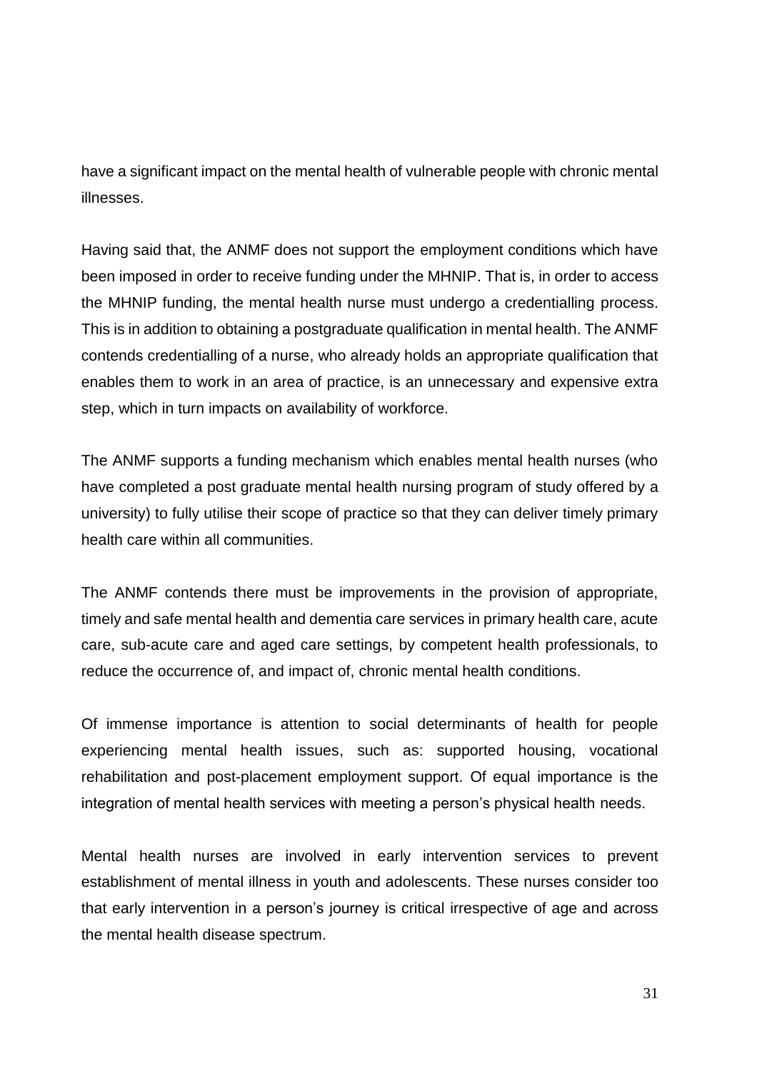have a significant impact on the mental health of vulnerable people with chronic mental illnesses.

Having said that, the ANMF does not support the employment conditions which have been imposed in order to receive funding under the MHNIP. That is, in order to access the MHNIP funding, the mental health nurse must undergo a credentialling process. This is in addition to obtaining a postgraduate qualification in mental health. The ANMF contends credentialling of a nurse, who already holds an appropriate qualification that enables them to work in an area of practice, is an unnecessary and expensive extra step, which in turn impacts on availability of workforce.

The ANMF supports a funding mechanism which enables mental health nurses (who have completed a post graduate mental health nursing program of study offered by a university) to fully utilise their scope of practice so that they can deliver timely primary health care within all communities.

The ANMF contends there must be improvements in the provision of appropriate, timely and safe mental health and dementia care services in primary health care, acute care, sub-acute care and aged care settings, by competent health professionals, to reduce the occurrence of, and impact of, chronic mental health conditions.

Of immense importance is attention to social determinants of health for people experiencing mental health issues, such as: supported housing, vocational rehabilitation and post-placement employment support. Of equal importance is the integration of mental health services with meeting a person's physical health needs.

Mental health nurses are involved in early intervention services to prevent establishment of mental illness in youth and adolescents. These nurses consider too that early intervention in a person's journey is critical irrespective of age and across the mental health disease spectrum.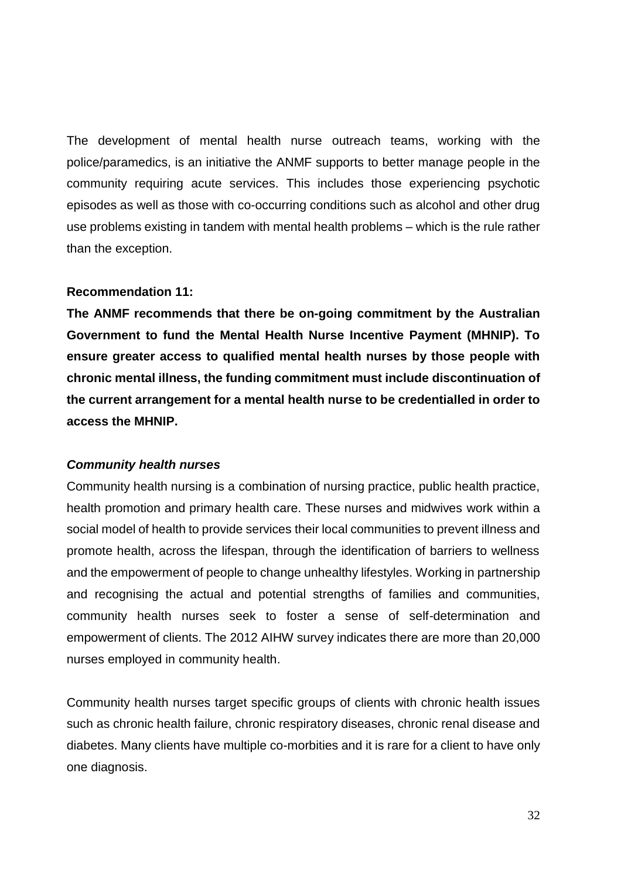The development of mental health nurse outreach teams, working with the police/paramedics, is an initiative the ANMF supports to better manage people in the community requiring acute services. This includes those experiencing psychotic episodes as well as those with co-occurring conditions such as alcohol and other drug use problems existing in tandem with mental health problems – which is the rule rather than the exception.

**Recommendation 11:**

**The ANMF recommends that there be on-going commitment by the Australian Government to fund the Mental Health Nurse Incentive Payment (MHNIP). To ensure greater access to qualified mental health nurses by those people with chronic mental illness, the funding commitment must include discontinuation of the current arrangement for a mental health nurse to be credentialled in order to access the MHNIP.**

***Community health nurses***

Community health nursing is a combination of nursing practice, public health practice, health promotion and primary health care. These nurses and midwives work within a social model of health to provide services their local communities to prevent illness and promote health, across the lifespan, through the identification of barriers to wellness and the empowerment of people to change unhealthy lifestyles. Working in partnership and recognising the actual and potential strengths of families and communities, community health nurses seek to foster a sense of self-determination and empowerment of clients. The 2012 AIHW survey indicates there are more than 20,000 nurses employed in community health.

Community health nurses target specific groups of clients with chronic health issues such as chronic health failure, chronic respiratory diseases, chronic renal disease and diabetes. Many clients have multiple co-morbities and it is rare for a client to have only one diagnosis.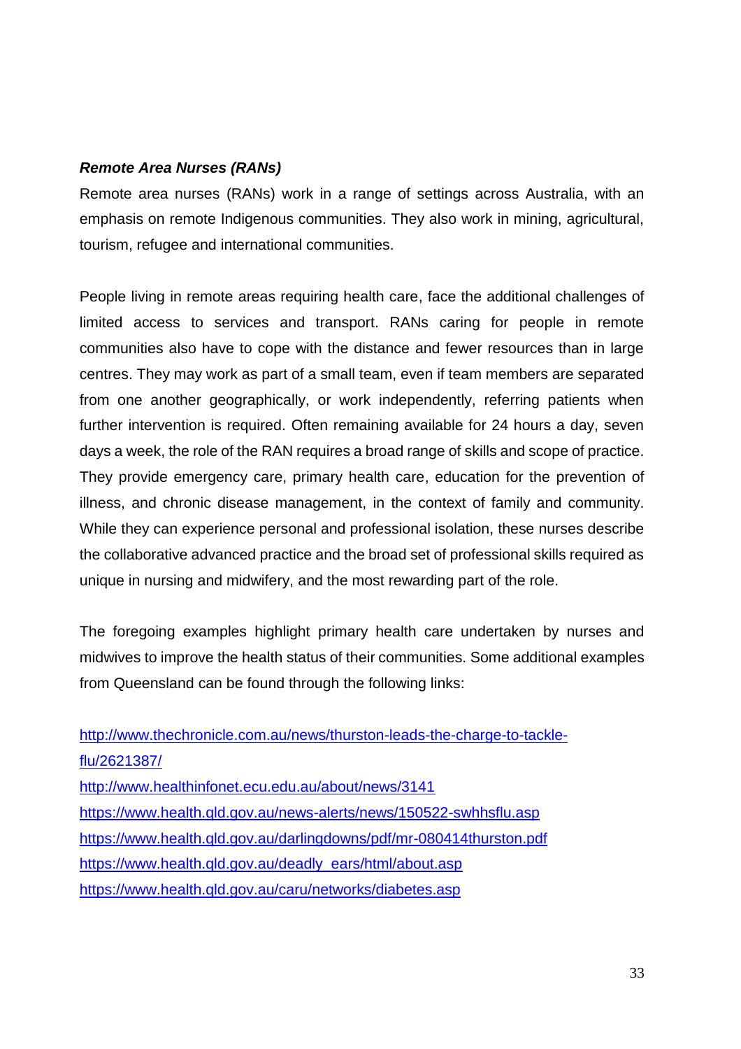***Remote Area Nurses (RANs)***

Remote area nurses (RANs) work in a range of settings across Australia, with an emphasis on remote Indigenous communities. They also work in mining, agricultural, tourism, refugee and international communities.

People living in remote areas requiring health care, face the additional challenges of limited access to services and transport. RANs caring for people in remote communities also have to cope with the distance and fewer resources than in large centres. They may work as part of a small team, even if team members are separated from one another geographically, or work independently, referring patients when further intervention is required. Often remaining available for 24 hours a day, seven days a week, the role of the RAN requires a broad range of skills and scope of practice. They provide emergency care, primary health care, education for the prevention of illness, and chronic disease management, in the context of family and community. While they can experience personal and professional isolation, these nurses describe the collaborative advanced practice and the broad set of professional skills required as unique in nursing and midwifery, and the most rewarding part of the role.

The foregoing examples highlight primary health care undertaken by nurses and midwives to improve the health status of their communities. Some additional examples from Queensland can be found through the following links:

http://www.thechronicle.com.au/news/thurston-leads-the-charge-to-tackle-flu/2621387/
http://www.healthinfonet.ecu.edu.au/about/news/3141
https://www.health.qld.gov.au/news-alerts/news/150522-swhhsflu.asp
https://www.health.qld.gov.au/darlingdowns/pdf/mr-080414thurston.pdf
https://www.health.qld.gov.au/deadly_ears/html/about.asp
https://www.health.qld.gov.au/caru/networks/diabetes.asp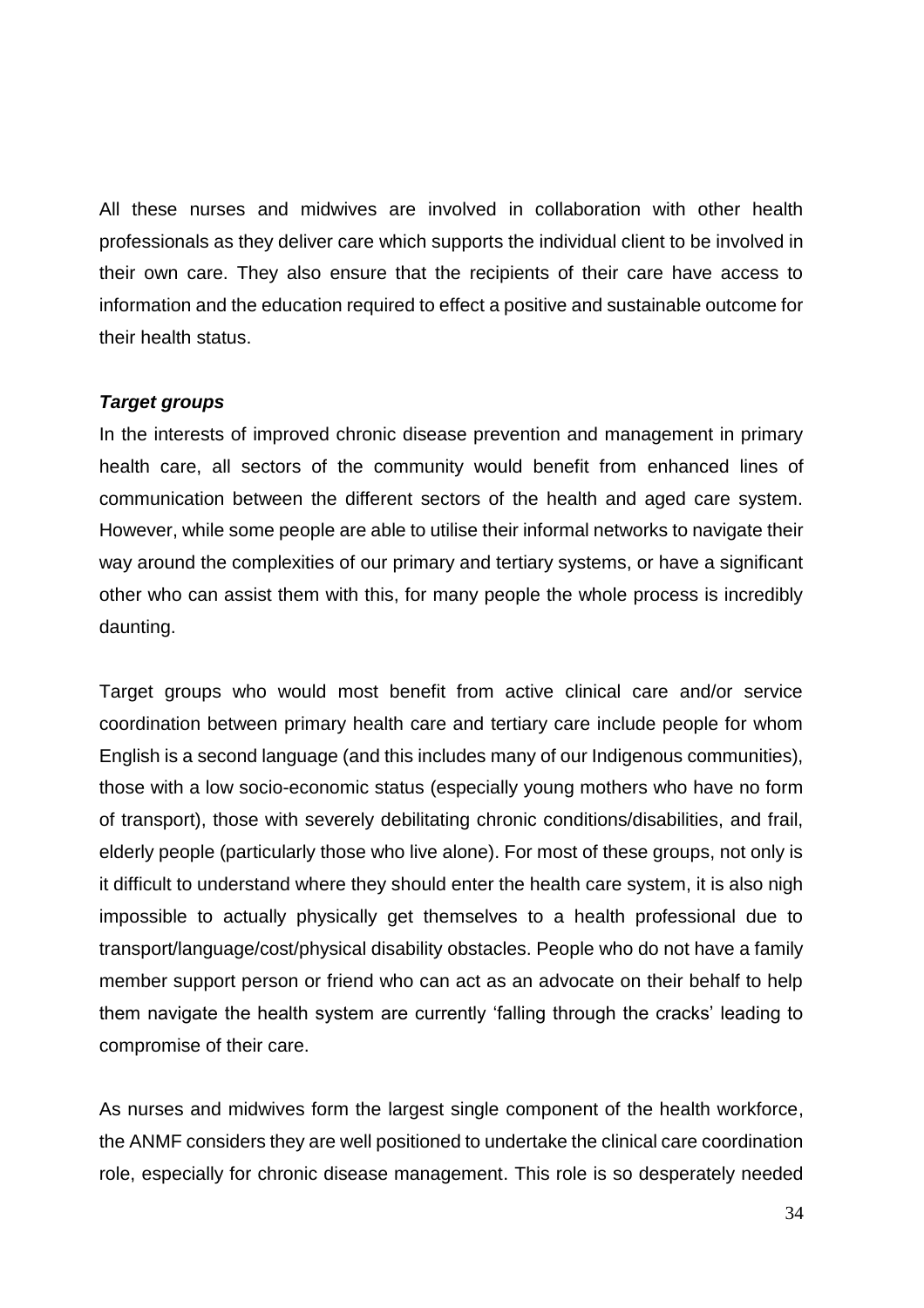All these nurses and midwives are involved in collaboration with other health professionals as they deliver care which supports the individual client to be involved in their own care. They also ensure that the recipients of their care have access to information and the education required to effect a positive and sustainable outcome for their health status.

***Target groups***

In the interests of improved chronic disease prevention and management in primary health care, all sectors of the community would benefit from enhanced lines of communication between the different sectors of the health and aged care system. However, while some people are able to utilise their informal networks to navigate their way around the complexities of our primary and tertiary systems, or have a significant other who can assist them with this, for many people the whole process is incredibly daunting.

Target groups who would most benefit from active clinical care and/or service coordination between primary health care and tertiary care include people for whom English is a second language (and this includes many of our Indigenous communities), those with a low socio-economic status (especially young mothers who have no form of transport), those with severely debilitating chronic conditions/disabilities, and frail, elderly people (particularly those who live alone). For most of these groups, not only is it difficult to understand where they should enter the health care system, it is also nigh impossible to actually physically get themselves to a health professional due to transport/language/cost/physical disability obstacles. People who do not have a family member support person or friend who can act as an advocate on their behalf to help them navigate the health system are currently 'falling through the cracks' leading to compromise of their care.

As nurses and midwives form the largest single component of the health workforce, the ANMF considers they are well positioned to undertake the clinical care coordination role, especially for chronic disease management. This role is so desperately needed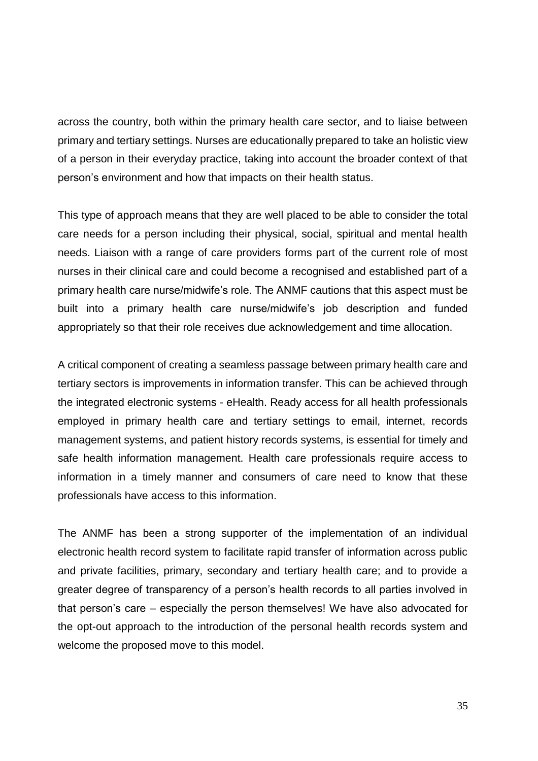across the country, both within the primary health care sector, and to liaise between primary and tertiary settings. Nurses are educationally prepared to take an holistic view of a person in their everyday practice, taking into account the broader context of that person's environment and how that impacts on their health status.

This type of approach means that they are well placed to be able to consider the total care needs for a person including their physical, social, spiritual and mental health needs. Liaison with a range of care providers forms part of the current role of most nurses in their clinical care and could become a recognised and established part of a primary health care nurse/midwife's role. The ANMF cautions that this aspect must be built into a primary health care nurse/midwife's job description and funded appropriately so that their role receives due acknowledgement and time allocation.

A critical component of creating a seamless passage between primary health care and tertiary sectors is improvements in information transfer. This can be achieved through the integrated electronic systems - eHealth. Ready access for all health professionals employed in primary health care and tertiary settings to email, internet, records management systems, and patient history records systems, is essential for timely and safe health information management. Health care professionals require access to information in a timely manner and consumers of care need to know that these professionals have access to this information.

The ANMF has been a strong supporter of the implementation of an individual electronic health record system to facilitate rapid transfer of information across public and private facilities, primary, secondary and tertiary health care; and to provide a greater degree of transparency of a person's health records to all parties involved in that person's care – especially the person themselves! We have also advocated for the opt-out approach to the introduction of the personal health records system and welcome the proposed move to this model.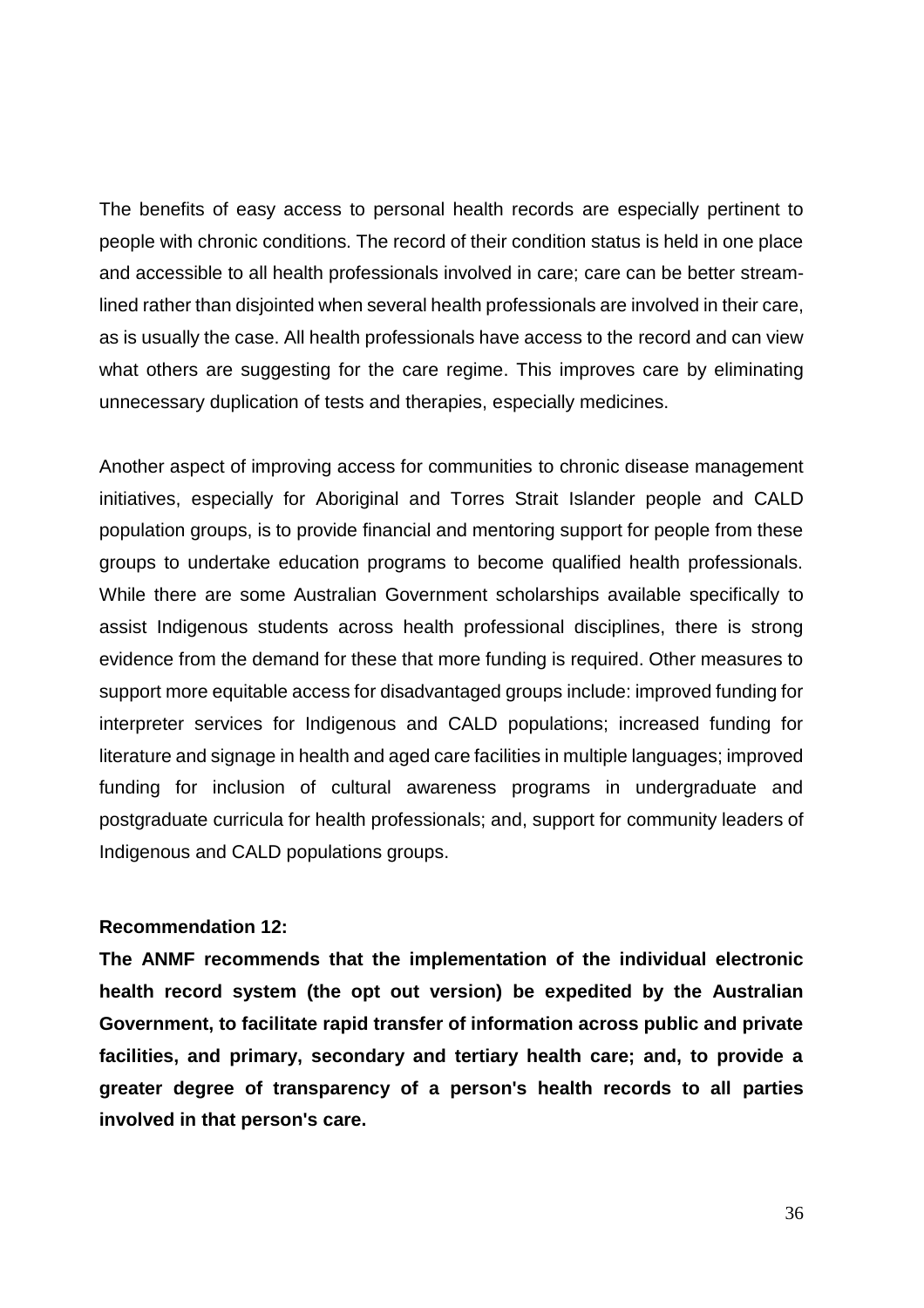The benefits of easy access to personal health records are especially pertinent to people with chronic conditions. The record of their condition status is held in one place and accessible to all health professionals involved in care; care can be better stream-lined rather than disjointed when several health professionals are involved in their care, as is usually the case. All health professionals have access to the record and can view what others are suggesting for the care regime. This improves care by eliminating unnecessary duplication of tests and therapies, especially medicines.

Another aspect of improving access for communities to chronic disease management initiatives, especially for Aboriginal and Torres Strait Islander people and CALD population groups, is to provide financial and mentoring support for people from these groups to undertake education programs to become qualified health professionals. While there are some Australian Government scholarships available specifically to assist Indigenous students across health professional disciplines, there is strong evidence from the demand for these that more funding is required. Other measures to support more equitable access for disadvantaged groups include: improved funding for interpreter services for Indigenous and CALD populations; increased funding for literature and signage in health and aged care facilities in multiple languages; improved funding for inclusion of cultural awareness programs in undergraduate and postgraduate curricula for health professionals; and, support for community leaders of Indigenous and CALD populations groups.

**Recommendation 12:**

**The ANMF recommends that the implementation of the individual electronic health record system (the opt out version) be expedited by the Australian Government, to facilitate rapid transfer of information across public and private facilities, and primary, secondary and tertiary health care; and, to provide a greater degree of transparency of a person's health records to all parties involved in that person's care.**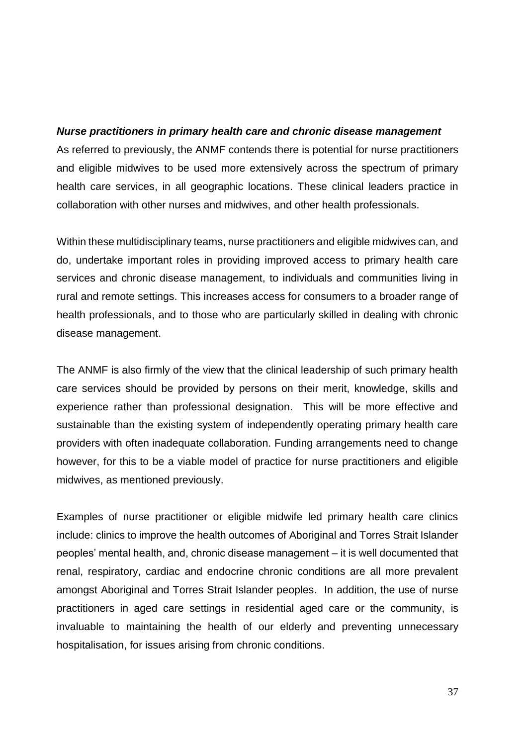***Nurse practitioners in primary health care and chronic disease management***

As referred to previously, the ANMF contends there is potential for nurse practitioners and eligible midwives to be used more extensively across the spectrum of primary health care services, in all geographic locations. These clinical leaders practice in collaboration with other nurses and midwives, and other health professionals.

Within these multidisciplinary teams, nurse practitioners and eligible midwives can, and do, undertake important roles in providing improved access to primary health care services and chronic disease management, to individuals and communities living in rural and remote settings. This increases access for consumers to a broader range of health professionals, and to those who are particularly skilled in dealing with chronic disease management.

The ANMF is also firmly of the view that the clinical leadership of such primary health care services should be provided by persons on their merit, knowledge, skills and experience rather than professional designation. This will be more effective and sustainable than the existing system of independently operating primary health care providers with often inadequate collaboration. Funding arrangements need to change however, for this to be a viable model of practice for nurse practitioners and eligible midwives, as mentioned previously.

Examples of nurse practitioner or eligible midwife led primary health care clinics include: clinics to improve the health outcomes of Aboriginal and Torres Strait Islander peoples' mental health, and, chronic disease management – it is well documented that renal, respiratory, cardiac and endocrine chronic conditions are all more prevalent amongst Aboriginal and Torres Strait Islander peoples. In addition, the use of nurse practitioners in aged care settings in residential aged care or the community, is invaluable to maintaining the health of our elderly and preventing unnecessary hospitalisation, for issues arising from chronic conditions.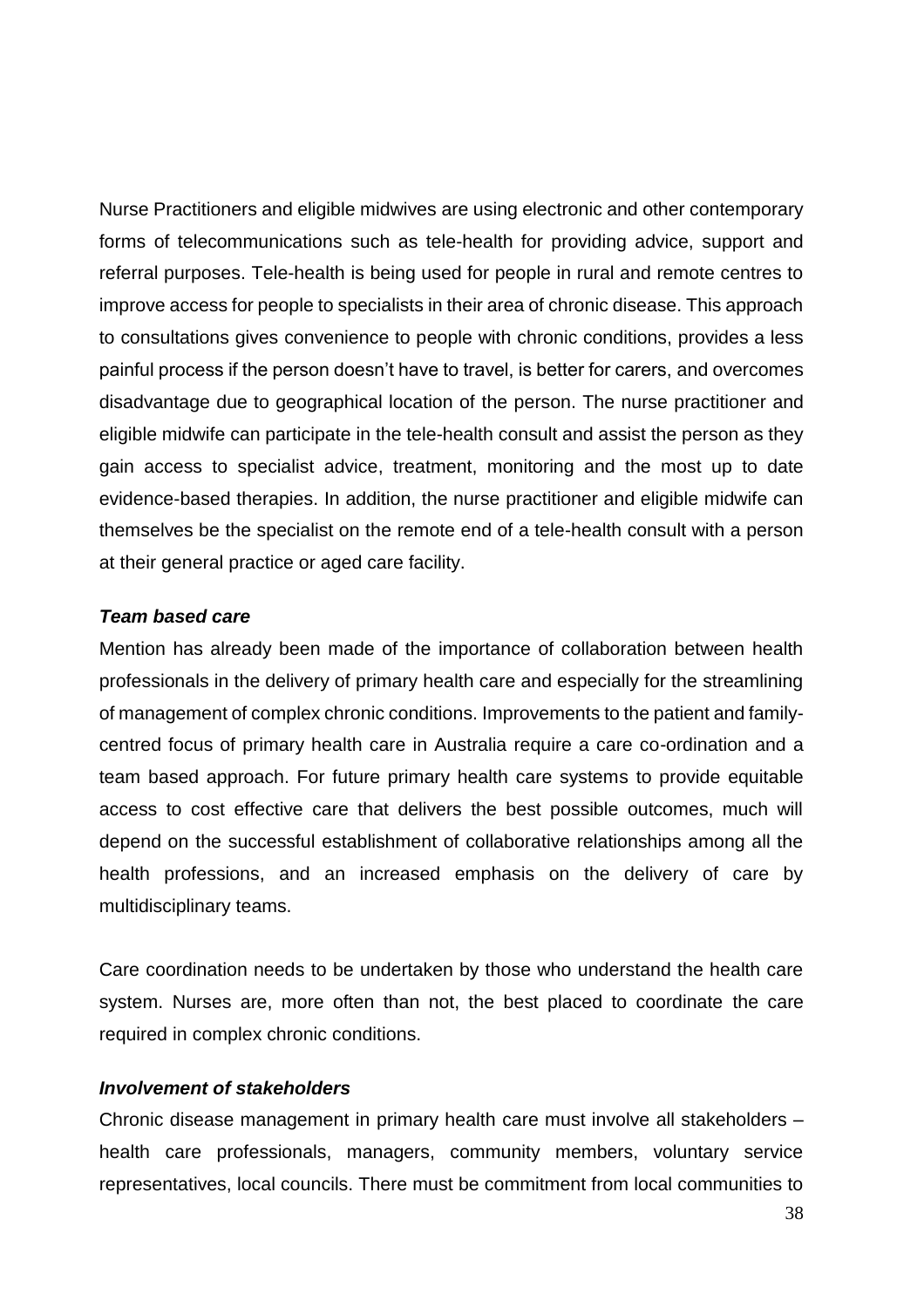Nurse Practitioners and eligible midwives are using electronic and other contemporary forms of telecommunications such as tele-health for providing advice, support and referral purposes. Tele-health is being used for people in rural and remote centres to improve access for people to specialists in their area of chronic disease. This approach to consultations gives convenience to people with chronic conditions, provides a less painful process if the person doesn't have to travel, is better for carers, and overcomes disadvantage due to geographical location of the person. The nurse practitioner and eligible midwife can participate in the tele-health consult and assist the person as they gain access to specialist advice, treatment, monitoring and the most up to date evidence-based therapies. In addition, the nurse practitioner and eligible midwife can themselves be the specialist on the remote end of a tele-health consult with a person at their general practice or aged care facility.

***Team based care***

Mention has already been made of the importance of collaboration between health professionals in the delivery of primary health care and especially for the streamlining of management of complex chronic conditions. Improvements to the patient and family-centred focus of primary health care in Australia require a care co-ordination and a team based approach. For future primary health care systems to provide equitable access to cost effective care that delivers the best possible outcomes, much will depend on the successful establishment of collaborative relationships among all the health professions, and an increased emphasis on the delivery of care by multidisciplinary teams.

Care coordination needs to be undertaken by those who understand the health care system. Nurses are, more often than not, the best placed to coordinate the care required in complex chronic conditions.

***Involvement of stakeholders***

Chronic disease management in primary health care must involve all stakeholders – health care professionals, managers, community members, voluntary service representatives, local councils. There must be commitment from local communities to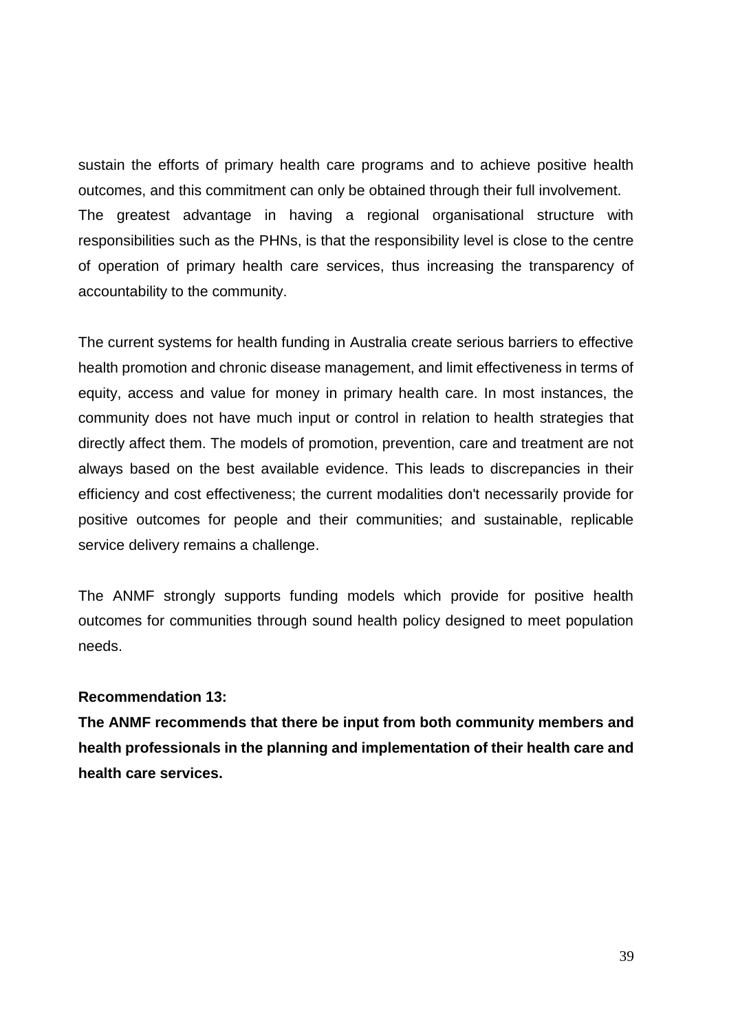sustain the efforts of primary health care programs and to achieve positive health outcomes, and this commitment can only be obtained through their full involvement. The greatest advantage in having a regional organisational structure with responsibilities such as the PHNs, is that the responsibility level is close to the centre of operation of primary health care services, thus increasing the transparency of accountability to the community.

The current systems for health funding in Australia create serious barriers to effective health promotion and chronic disease management, and limit effectiveness in terms of equity, access and value for money in primary health care. In most instances, the community does not have much input or control in relation to health strategies that directly affect them. The models of promotion, prevention, care and treatment are not always based on the best available evidence. This leads to discrepancies in their efficiency and cost effectiveness; the current modalities don't necessarily provide for positive outcomes for people and their communities; and sustainable, replicable service delivery remains a challenge.

The ANMF strongly supports funding models which provide for positive health outcomes for communities through sound health policy designed to meet population needs.

**Recommendation 13:**

**The ANMF recommends that there be input from both community members and health professionals in the planning and implementation of their health care and health care services.**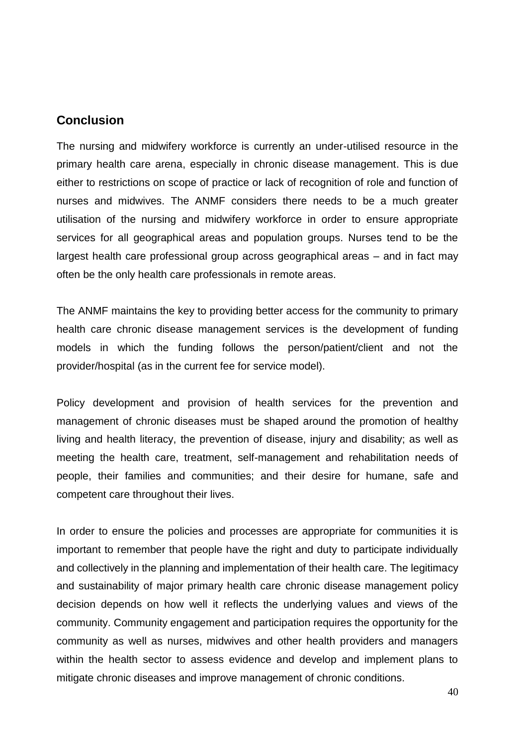## Conclusion

The nursing and midwifery workforce is currently an under-utilised resource in the primary health care arena, especially in chronic disease management. This is due either to restrictions on scope of practice or lack of recognition of role and function of nurses and midwives. The ANMF considers there needs to be a much greater utilisation of the nursing and midwifery workforce in order to ensure appropriate services for all geographical areas and population groups. Nurses tend to be the largest health care professional group across geographical areas – and in fact may often be the only health care professionals in remote areas.

The ANMF maintains the key to providing better access for the community to primary health care chronic disease management services is the development of funding models in which the funding follows the person/patient/client and not the provider/hospital (as in the current fee for service model).

Policy development and provision of health services for the prevention and management of chronic diseases must be shaped around the promotion of healthy living and health literacy, the prevention of disease, injury and disability; as well as meeting the health care, treatment, self-management and rehabilitation needs of people, their families and communities; and their desire for humane, safe and competent care throughout their lives.

In order to ensure the policies and processes are appropriate for communities it is important to remember that people have the right and duty to participate individually and collectively in the planning and implementation of their health care. The legitimacy and sustainability of major primary health care chronic disease management policy decision depends on how well it reflects the underlying values and views of the community. Community engagement and participation requires the opportunity for the community as well as nurses, midwives and other health providers and managers within the health sector to assess evidence and develop and implement plans to mitigate chronic diseases and improve management of chronic conditions.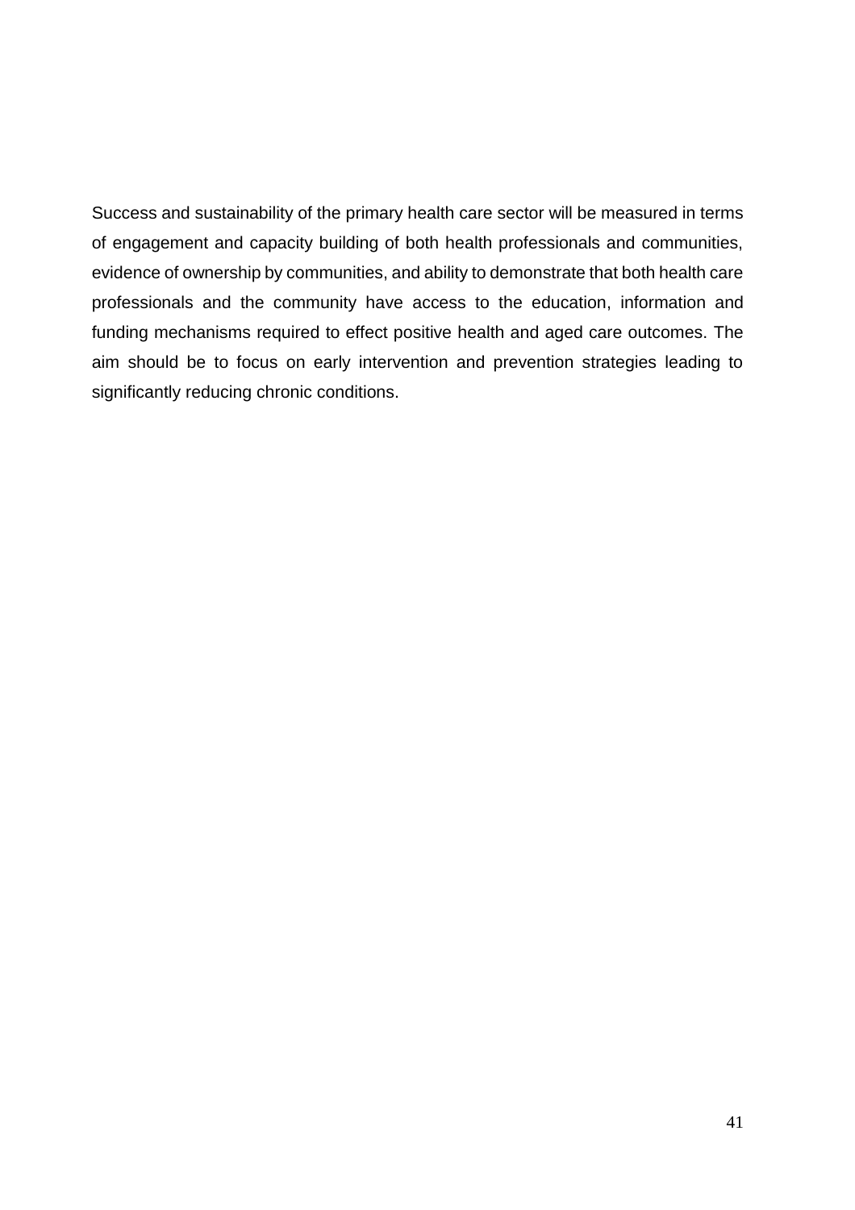Success and sustainability of the primary health care sector will be measured in terms of engagement and capacity building of both health professionals and communities, evidence of ownership by communities, and ability to demonstrate that both health care professionals and the community have access to the education, information and funding mechanisms required to effect positive health and aged care outcomes. The aim should be to focus on early intervention and prevention strategies leading to significantly reducing chronic conditions.